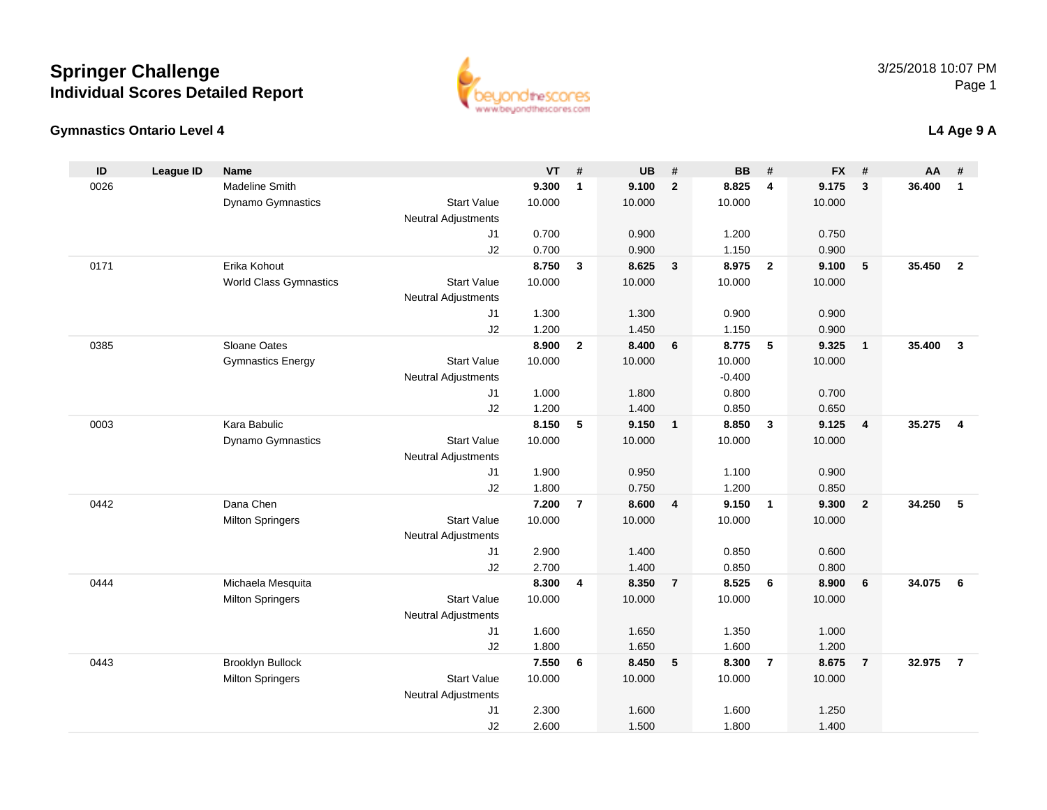# Springer Challenge
## Individual Scores Detailed Report

3/25/2018 10:07 PM

### Gymnastics Ontario Level 4

### L4 Age 9 A

| ID | League ID | Name | | VT | # | UB | # | BB | # | FX | # | AA | # |
|---|---|---|---|---|---|---|---|---|---|---|---|---|---|
| 0026 | | Madeline Smith | | **9.300** | **1** | **9.100** | **2** | **8.825** | **4** | **9.175** | **3** | **36.400** | **1** |
| | | Dynamo Gymnastics | Start Value | 10.000 | | 10.000 | | 10.000 | | 10.000 | | | |
| | | | Neutral Adjustments | | | | | | | | | | |
| | | | J1 | 0.700 | | 0.900 | | 1.200 | | 0.750 | | | |
| | | | J2 | 0.700 | | 0.900 | | 1.150 | | 0.900 | | | |
| 0171 | | Erika Kohout | | **8.750** | **3** | **8.625** | **3** | **8.975** | **2** | **9.100** | **5** | **35.450** | **2** |
| | | World Class Gymnastics | Start Value | 10.000 | | 10.000 | | 10.000 | | 10.000 | | | |
| | | | Neutral Adjustments | | | | | | | | | | |
| | | | J1 | 1.300 | | 1.300 | | 0.900 | | 0.900 | | | |
| | | | J2 | 1.200 | | 1.450 | | 1.150 | | 0.900 | | | |
| 0385 | | Sloane Oates | | **8.900** | **2** | **8.400** | **6** | **8.775** | **5** | **9.325** | **1** | **35.400** | **3** |
| | | Gymnastics Energy | Start Value | 10.000 | | 10.000 | | 10.000 | | 10.000 | | | |
| | | | Neutral Adjustments | | | | | -0.400 | | | | | |
| | | | J1 | 1.000 | | 1.800 | | 0.800 | | 0.700 | | | |
| | | | J2 | 1.200 | | 1.400 | | 0.850 | | 0.650 | | | |
| 0003 | | Kara Babulic | | **8.150** | **5** | **9.150** | **1** | **8.850** | **3** | **9.125** | **4** | **35.275** | **4** |
| | | Dynamo Gymnastics | Start Value | 10.000 | | 10.000 | | 10.000 | | 10.000 | | | |
| | | | Neutral Adjustments | | | | | | | | | | |
| | | | J1 | 1.900 | | 0.950 | | 1.100 | | 0.900 | | | |
| | | | J2 | 1.800 | | 0.750 | | 1.200 | | 0.850 | | | |
| 0442 | | Dana Chen | | **7.200** | **7** | **8.600** | **4** | **9.150** | **1** | **9.300** | **2** | **34.250** | **5** |
| | | Milton Springers | Start Value | 10.000 | | 10.000 | | 10.000 | | 10.000 | | | |
| | | | Neutral Adjustments | | | | | | | | | | |
| | | | J1 | 2.900 | | 1.400 | | 0.850 | | 0.600 | | | |
| | | | J2 | 2.700 | | 1.400 | | 0.850 | | 0.800 | | | |
| 0444 | | Michaela Mesquita | | **8.300** | **4** | **8.350** | **7** | **8.525** | **6** | **8.900** | **6** | **34.075** | **6** |
| | | Milton Springers | Start Value | 10.000 | | 10.000 | | 10.000 | | 10.000 | | | |
| | | | Neutral Adjustments | | | | | | | | | | |
| | | | J1 | 1.600 | | 1.650 | | 1.350 | | 1.000 | | | |
| | | | J2 | 1.800 | | 1.650 | | 1.600 | | 1.200 | | | |
| 0443 | | Brooklyn Bullock | | **7.550** | **6** | **8.450** | **5** | **8.300** | **7** | **8.675** | **7** | **32.975** | **7** |
| | | Milton Springers | Start Value | 10.000 | | 10.000 | | 10.000 | | 10.000 | | | |
| | | | Neutral Adjustments | | | | | | | | | | |
| | | | J1 | 2.300 | | 1.600 | | 1.600 | | 1.250 | | | |
| | | | J2 | 2.600 | | 1.500 | | 1.800 | | 1.400 | | | |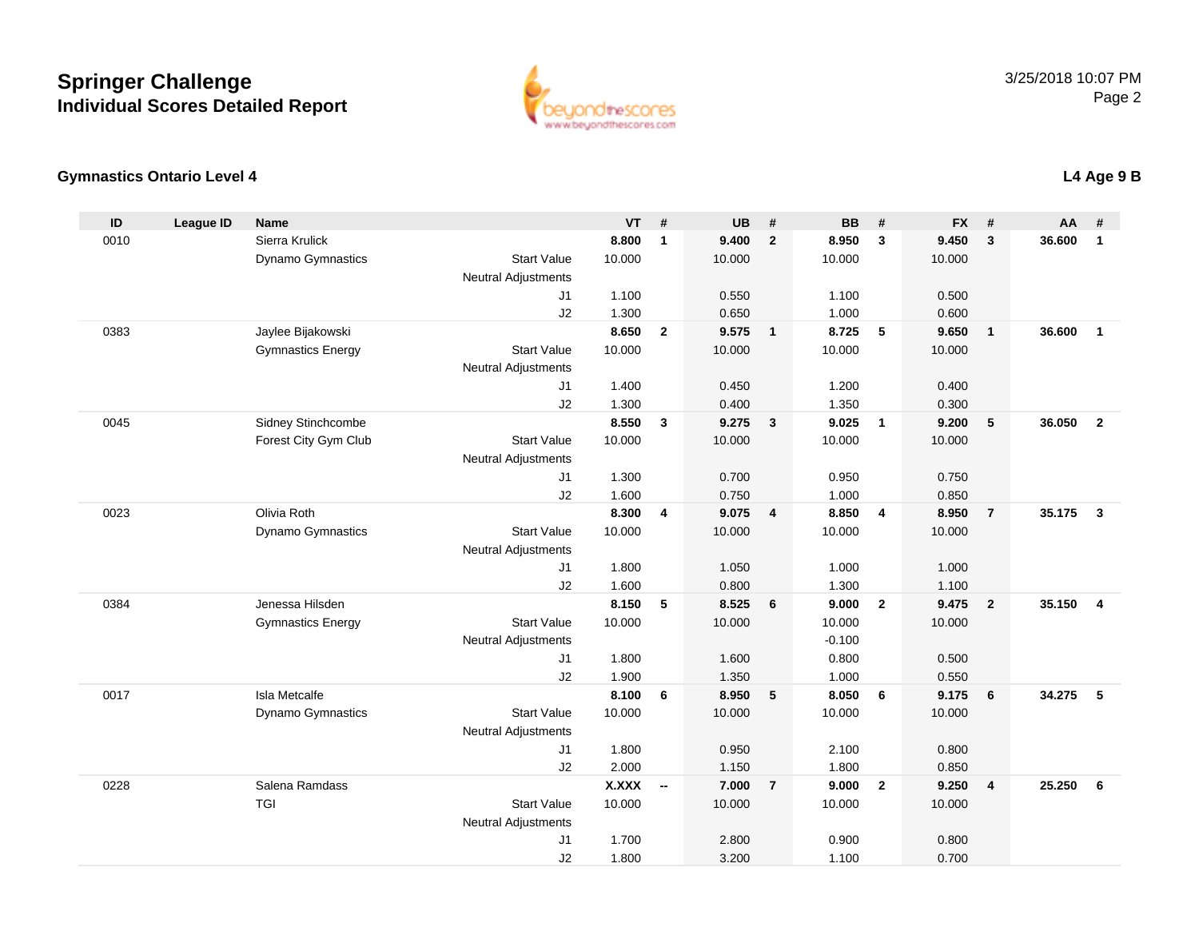# Springer Challenge
## Individual Scores Detailed Report

3/25/2018 10:07 PM

### Gymnastics Ontario Level 4

**L4 Age 9 B**

| ID | League ID | Name | | VT | # | UB | # | BB | # | FX | # | AA | # |
|---|---|---|---|---|---|---|---|---|---|---|---|---|---|
| 0010 | | Sierra Krulick | | **8.800** | **1** | **9.400** | **2** | **8.950** | **3** | **9.450** | **3** | **36.600** | **1** |
| | | Dynamo Gymnastics | Start Value | 10.000 | | 10.000 | | 10.000 | | 10.000 | | | |
| | | | Neutral Adjustments | | | | | | | | | | |
| | | | J1 | 1.100 | | 0.550 | | 1.100 | | 0.500 | | | |
| | | | J2 | 1.300 | | 0.650 | | 1.000 | | 0.600 | | | |
| 0383 | | Jaylee Bijakowski | | **8.650** | **2** | **9.575** | **1** | **8.725** | **5** | **9.650** | **1** | **36.600** | **1** |
| | | Gymnastics Energy | Start Value | 10.000 | | 10.000 | | 10.000 | | 10.000 | | | |
| | | | Neutral Adjustments | | | | | | | | | | |
| | | | J1 | 1.400 | | 0.450 | | 1.200 | | 0.400 | | | |
| | | | J2 | 1.300 | | 0.400 | | 1.350 | | 0.300 | | | |
| 0045 | | Sidney Stinchcombe | | **8.550** | **3** | **9.275** | **3** | **9.025** | **1** | **9.200** | **5** | **36.050** | **2** |
| | | Forest City Gym Club | Start Value | 10.000 | | 10.000 | | 10.000 | | 10.000 | | | |
| | | | Neutral Adjustments | | | | | | | | | | |
| | | | J1 | 1.300 | | 0.700 | | 0.950 | | 0.750 | | | |
| | | | J2 | 1.600 | | 0.750 | | 1.000 | | 0.850 | | | |
| 0023 | | Olivia Roth | | **8.300** | **4** | **9.075** | **4** | **8.850** | **4** | **8.950** | **7** | **35.175** | **3** |
| | | Dynamo Gymnastics | Start Value | 10.000 | | 10.000 | | 10.000 | | 10.000 | | | |
| | | | Neutral Adjustments | | | | | | | | | | |
| | | | J1 | 1.800 | | 1.050 | | 1.000 | | 1.000 | | | |
| | | | J2 | 1.600 | | 0.800 | | 1.300 | | 1.100 | | | |
| 0384 | | Jenessa Hilsden | | **8.150** | **5** | **8.525** | **6** | **9.000** | **2** | **9.475** | **2** | **35.150** | **4** |
| | | Gymnastics Energy | Start Value | 10.000 | | 10.000 | | 10.000 | | 10.000 | | | |
| | | | Neutral Adjustments | | | | | -0.100 | | | | | |
| | | | J1 | 1.800 | | 1.600 | | 0.800 | | 0.500 | | | |
| | | | J2 | 1.900 | | 1.350 | | 1.000 | | 0.550 | | | |
| 0017 | | Isla Metcalfe | | **8.100** | **6** | **8.950** | **5** | **8.050** | **6** | **9.175** | **6** | **34.275** | **5** |
| | | Dynamo Gymnastics | Start Value | 10.000 | | 10.000 | | 10.000 | | 10.000 | | | |
| | | | Neutral Adjustments | | | | | | | | | | |
| | | | J1 | 1.800 | | 0.950 | | 2.100 | | 0.800 | | | |
| | | | J2 | 2.000 | | 1.150 | | 1.800 | | 0.850 | | | |
| 0228 | | Salena Ramdass | | **X.XXX** | **--** | **7.000** | **7** | **9.000** | **2** | **9.250** | **4** | **25.250** | **6** |
| | | TGI | Start Value | 10.000 | | 10.000 | | 10.000 | | 10.000 | | | |
| | | | Neutral Adjustments | | | | | | | | | | |
| | | | J1 | 1.700 | | 2.800 | | 0.900 | | 0.800 | | | |
| | | | J2 | 1.800 | | 3.200 | | 1.100 | | 0.700 | | | |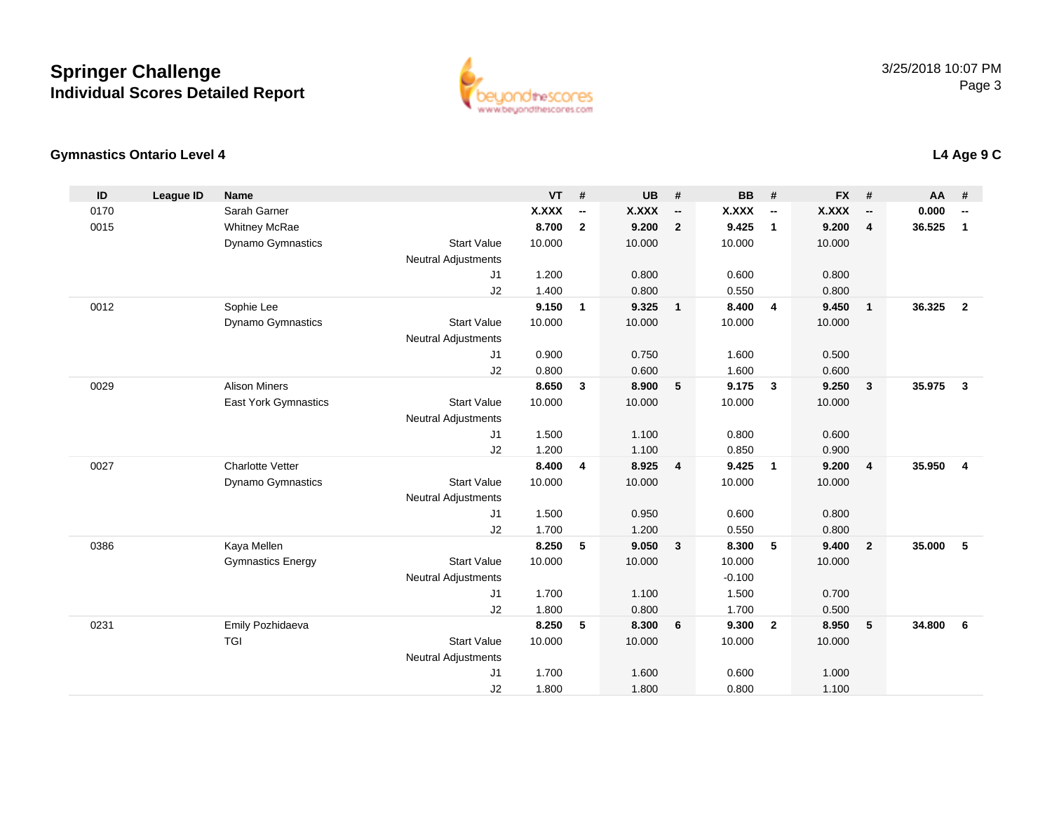# Springer Challenge
## Individual Scores Detailed Report

3/25/2018 10:07 PM

### Gymnastics Ontario Level 4

**L4 Age 9 C**

| ID | League ID | Name | | VT | # | UB | # | BB | # | FX | # | AA | # |
|---|---|---|---|---|---|---|---|---|---|---|---|---|---|
| 0170 | | Sarah Garner | | **X.XXX** | **--** | **X.XXX** | **--** | **X.XXX** | **--** | **X.XXX** | **--** | **0.000** | **--** |
| 0015 | | Whitney McRae | | **8.700** | **2** | **9.200** | **2** | **9.425** | **1** | **9.200** | **4** | **36.525** | **1** |
| | | Dynamo Gymnastics | Start Value | 10.000 | | 10.000 | | 10.000 | | 10.000 | | | |
| | | | Neutral Adjustments | | | | | | | | | | |
| | | | J1 | 1.200 | | 0.800 | | 0.600 | | 0.800 | | | |
| | | | J2 | 1.400 | | 0.800 | | 0.550 | | 0.800 | | | |
| 0012 | | Sophie Lee | | **9.150** | **1** | **9.325** | **1** | **8.400** | **4** | **9.450** | **1** | **36.325** | **2** |
| | | Dynamo Gymnastics | Start Value | 10.000 | | 10.000 | | 10.000 | | 10.000 | | | |
| | | | Neutral Adjustments | | | | | | | | | | |
| | | | J1 | 0.900 | | 0.750 | | 1.600 | | 0.500 | | | |
| | | | J2 | 0.800 | | 0.600 | | 1.600 | | 0.600 | | | |
| 0029 | | Alison Miners | | **8.650** | **3** | **8.900** | **5** | **9.175** | **3** | **9.250** | **3** | **35.975** | **3** |
| | | East York Gymnastics | Start Value | 10.000 | | 10.000 | | 10.000 | | 10.000 | | | |
| | | | Neutral Adjustments | | | | | | | | | | |
| | | | J1 | 1.500 | | 1.100 | | 0.800 | | 0.600 | | | |
| | | | J2 | 1.200 | | 1.100 | | 0.850 | | 0.900 | | | |
| 0027 | | Charlotte Vetter | | **8.400** | **4** | **8.925** | **4** | **9.425** | **1** | **9.200** | **4** | **35.950** | **4** |
| | | Dynamo Gymnastics | Start Value | 10.000 | | 10.000 | | 10.000 | | 10.000 | | | |
| | | | Neutral Adjustments | | | | | | | | | | |
| | | | J1 | 1.500 | | 0.950 | | 0.600 | | 0.800 | | | |
| | | | J2 | 1.700 | | 1.200 | | 0.550 | | 0.800 | | | |
| 0386 | | Kaya Mellen | | **8.250** | **5** | **9.050** | **3** | **8.300** | **5** | **9.400** | **2** | **35.000** | **5** |
| | | Gymnastics Energy | Start Value | 10.000 | | 10.000 | | 10.000 | | 10.000 | | | |
| | | | Neutral Adjustments | | | | | -0.100 | | | | | |
| | | | J1 | 1.700 | | 1.100 | | 1.500 | | 0.700 | | | |
| | | | J2 | 1.800 | | 0.800 | | 1.700 | | 0.500 | | | |
| 0231 | | Emily Pozhidaeva | | **8.250** | **5** | **8.300** | **6** | **9.300** | **2** | **8.950** | **5** | **34.800** | **6** |
| | | TGI | Start Value | 10.000 | | 10.000 | | 10.000 | | 10.000 | | | |
| | | | Neutral Adjustments | | | | | | | | | | |
| | | | J1 | 1.700 | | 1.600 | | 0.600 | | 1.000 | | | |
| | | | J2 | 1.800 | | 1.800 | | 0.800 | | 1.100 | | | |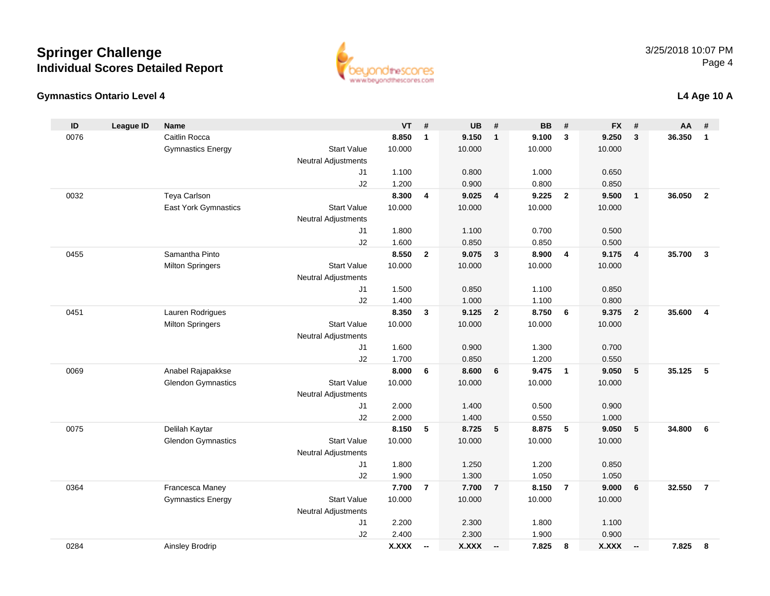# Springer Challenge

## Individual Scores Detailed Report

3/25/2018 10:07 PM

### Gymnastics Ontario Level 4

### L4 Age 10 A

| ID | League ID | Name | | VT | # | UB | # | BB | # | FX | # | AA | # |
|---|---|---|---|---|---|---|---|---|---|---|---|---|---|
| 0076 | | Caitlin Rocca | | **8.850** | **1** | **9.150** | **1** | **9.100** | **3** | **9.250** | **3** | **36.350** | **1** |
| | | Gymnastics Energy | Start Value | 10.000 | | 10.000 | | 10.000 | | 10.000 | | | |
| | | | Neutral Adjustments | | | | | | | | | | |
| | | | J1 | 1.100 | | 0.800 | | 1.000 | | 0.650 | | | |
| | | | J2 | 1.200 | | 0.900 | | 0.800 | | 0.850 | | | |
| 0032 | | Teya Carlson | | **8.300** | **4** | **9.025** | **4** | **9.225** | **2** | **9.500** | **1** | **36.050** | **2** |
| | | East York Gymnastics | Start Value | 10.000 | | 10.000 | | 10.000 | | 10.000 | | | |
| | | | Neutral Adjustments | | | | | | | | | | |
| | | | J1 | 1.800 | | 1.100 | | 0.700 | | 0.500 | | | |
| | | | J2 | 1.600 | | 0.850 | | 0.850 | | 0.500 | | | |
| 0455 | | Samantha Pinto | | **8.550** | **2** | **9.075** | **3** | **8.900** | **4** | **9.175** | **4** | **35.700** | **3** |
| | | Milton Springers | Start Value | 10.000 | | 10.000 | | 10.000 | | 10.000 | | | |
| | | | Neutral Adjustments | | | | | | | | | | |
| | | | J1 | 1.500 | | 0.850 | | 1.100 | | 0.850 | | | |
| | | | J2 | 1.400 | | 1.000 | | 1.100 | | 0.800 | | | |
| 0451 | | Lauren Rodrigues | | **8.350** | **3** | **9.125** | **2** | **8.750** | **6** | **9.375** | **2** | **35.600** | **4** |
| | | Milton Springers | Start Value | 10.000 | | 10.000 | | 10.000 | | 10.000 | | | |
| | | | Neutral Adjustments | | | | | | | | | | |
| | | | J1 | 1.600 | | 0.900 | | 1.300 | | 0.700 | | | |
| | | | J2 | 1.700 | | 0.850 | | 1.200 | | 0.550 | | | |
| 0069 | | Anabel Rajapakkse | | **8.000** | **6** | **8.600** | **6** | **9.475** | **1** | **9.050** | **5** | **35.125** | **5** |
| | | Glendon Gymnastics | Start Value | 10.000 | | 10.000 | | 10.000 | | 10.000 | | | |
| | | | Neutral Adjustments | | | | | | | | | | |
| | | | J1 | 2.000 | | 1.400 | | 0.500 | | 0.900 | | | |
| | | | J2 | 2.000 | | 1.400 | | 0.550 | | 1.000 | | | |
| 0075 | | Delilah Kaytar | | **8.150** | **5** | **8.725** | **5** | **8.875** | **5** | **9.050** | **5** | **34.800** | **6** |
| | | Glendon Gymnastics | Start Value | 10.000 | | 10.000 | | 10.000 | | 10.000 | | | |
| | | | Neutral Adjustments | | | | | | | | | | |
| | | | J1 | 1.800 | | 1.250 | | 1.200 | | 0.850 | | | |
| | | | J2 | 1.900 | | 1.300 | | 1.050 | | 1.050 | | | |
| 0364 | | Francesca Maney | | **7.700** | **7** | **7.700** | **7** | **8.150** | **7** | **9.000** | **6** | **32.550** | **7** |
| | | Gymnastics Energy | Start Value | 10.000 | | 10.000 | | 10.000 | | 10.000 | | | |
| | | | Neutral Adjustments | | | | | | | | | | |
| | | | J1 | 2.200 | | 2.300 | | 1.800 | | 1.100 | | | |
| | | | J2 | 2.400 | | 2.300 | | 1.900 | | 0.900 | | | |
| 0284 | | Ainsley Brodrip | | **X.XXX** | **--** | **X.XXX** | **--** | **7.825** | **8** | **X.XXX** | **--** | **7.825** | **8** |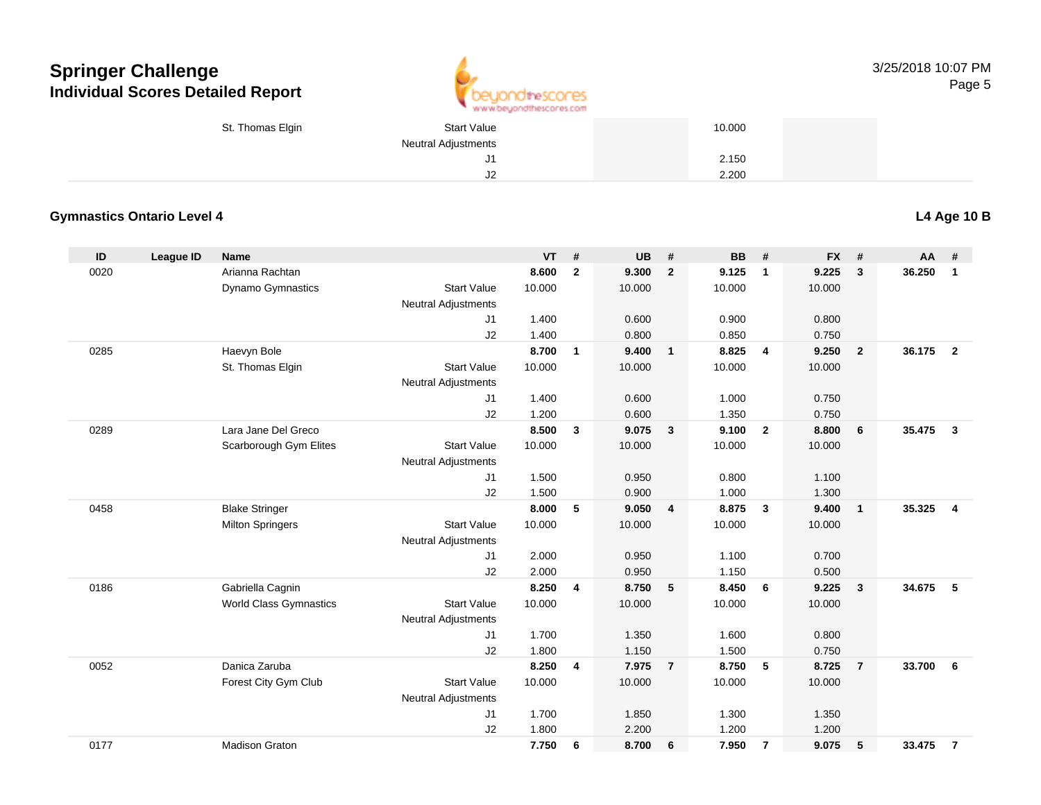# Springer Challenge
## Individual Scores Detailed Report

| | | | VT | # | UB | # | BB | # | FX | # | AA | # |
|---|---|---|---|---|---|---|---|---|---|---|---|---|
| | St. Thomas Elgin | Start Value | | | | | 10.000 | | | | | |
| | | Neutral Adjustments | | | | | | | | | | |
| | | J1 | | | | | 2.150 | | | | | |
| | | J2 | | | | | 2.200 | | | | | |

### Gymnastics Ontario Level 4

**L4 Age 10 B**

| ID | League ID | Name | | VT | # | UB | # | BB | # | FX | # | AA | # |
|---|---|---|---|---|---|---|---|---|---|---|---|---|---|
| 0020 | | Arianna Rachtan | | **8.600** | **2** | **9.300** | **2** | **9.125** | **1** | **9.225** | **3** | **36.250** | **1** |
| | | Dynamo Gymnastics | Start Value | 10.000 | | 10.000 | | 10.000 | | 10.000 | | | |
| | | | Neutral Adjustments | | | | | | | | | | |
| | | | J1 | 1.400 | | 0.600 | | 0.900 | | 0.800 | | | |
| | | | J2 | 1.400 | | 0.800 | | 0.850 | | 0.750 | | | |
| 0285 | | Haevyn Bole | | **8.700** | **1** | **9.400** | **1** | **8.825** | **4** | **9.250** | **2** | **36.175** | **2** |
| | | St. Thomas Elgin | Start Value | 10.000 | | 10.000 | | 10.000 | | 10.000 | | | |
| | | | Neutral Adjustments | | | | | | | | | | |
| | | | J1 | 1.400 | | 0.600 | | 1.000 | | 0.750 | | | |
| | | | J2 | 1.200 | | 0.600 | | 1.350 | | 0.750 | | | |
| 0289 | | Lara Jane Del Greco | | **8.500** | **3** | **9.075** | **3** | **9.100** | **2** | **8.800** | **6** | **35.475** | **3** |
| | | Scarborough Gym Elites | Start Value | 10.000 | | 10.000 | | 10.000 | | 10.000 | | | |
| | | | Neutral Adjustments | | | | | | | | | | |
| | | | J1 | 1.500 | | 0.950 | | 0.800 | | 1.100 | | | |
| | | | J2 | 1.500 | | 0.900 | | 1.000 | | 1.300 | | | |
| 0458 | | Blake Stringer | | **8.000** | **5** | **9.050** | **4** | **8.875** | **3** | **9.400** | **1** | **35.325** | **4** |
| | | Milton Springers | Start Value | 10.000 | | 10.000 | | 10.000 | | 10.000 | | | |
| | | | Neutral Adjustments | | | | | | | | | | |
| | | | J1 | 2.000 | | 0.950 | | 1.100 | | 0.700 | | | |
| | | | J2 | 2.000 | | 0.950 | | 1.150 | | 0.500 | | | |
| 0186 | | Gabriella Cagnin | | **8.250** | **4** | **8.750** | **5** | **8.450** | **6** | **9.225** | **3** | **34.675** | **5** |
| | | World Class Gymnastics | Start Value | 10.000 | | 10.000 | | 10.000 | | 10.000 | | | |
| | | | Neutral Adjustments | | | | | | | | | | |
| | | | J1 | 1.700 | | 1.350 | | 1.600 | | 0.800 | | | |
| | | | J2 | 1.800 | | 1.150 | | 1.500 | | 0.750 | | | |
| 0052 | | Danica Zaruba | | **8.250** | **4** | **7.975** | **7** | **8.750** | **5** | **8.725** | **7** | **33.700** | **6** |
| | | Forest City Gym Club | Start Value | 10.000 | | 10.000 | | 10.000 | | 10.000 | | | |
| | | | Neutral Adjustments | | | | | | | | | | |
| | | | J1 | 1.700 | | 1.850 | | 1.300 | | 1.350 | | | |
| | | | J2 | 1.800 | | 2.200 | | 1.200 | | 1.200 | | | |
| 0177 | | Madison Graton | | **7.750** | **6** | **8.700** | **6** | **7.950** | **7** | **9.075** | **5** | **33.475** | **7** |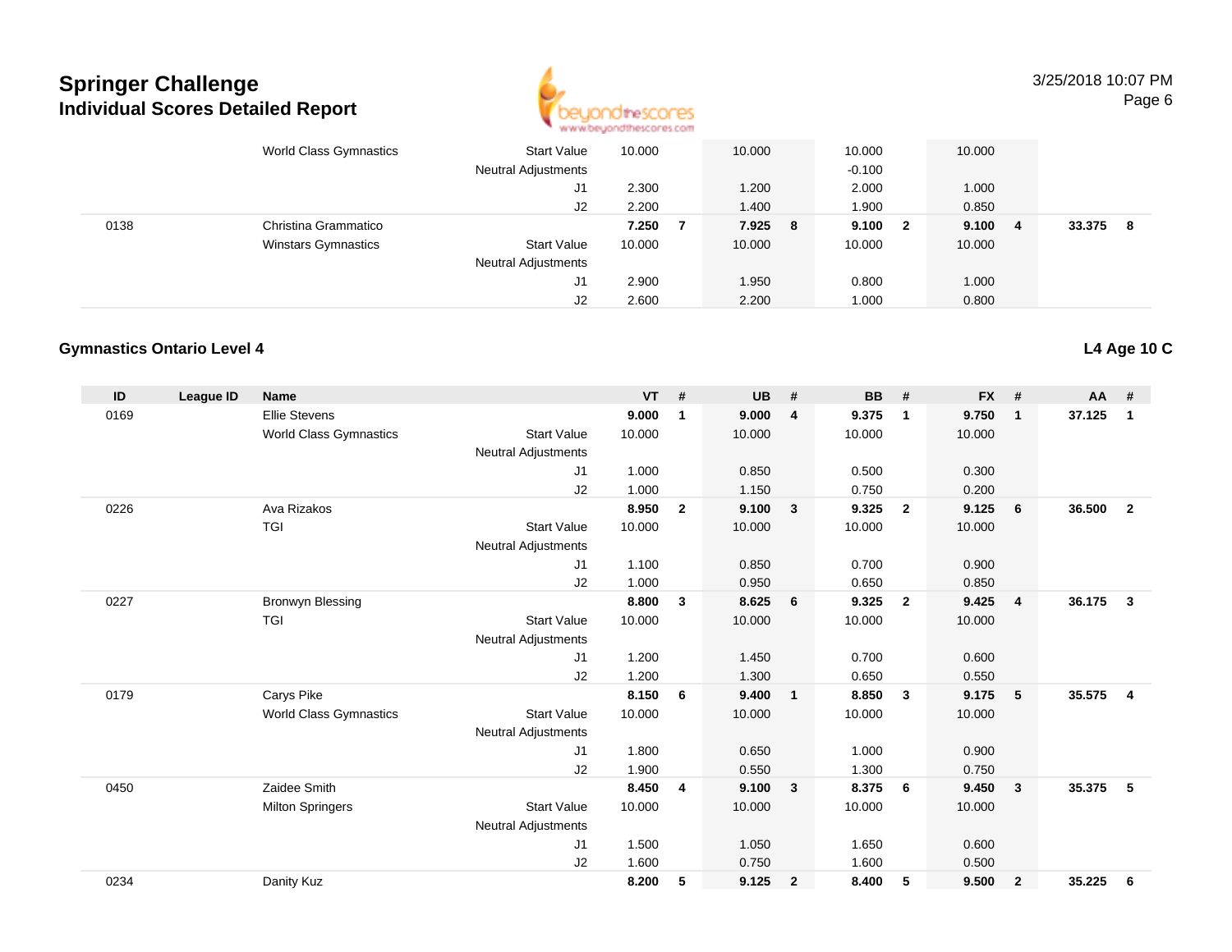| | | | | | | | | | | | | | | |
|---|---|---|---|---|---|---|---|---|---|---|---|---|---|---|
| | | World Class Gymnastics | Start Value | 10.000 | | 10.000 | | 10.000 | | 10.000 | | | |
| | | | Neutral Adjustments | | | | | -0.100 | | | | | |
| | | | J1 | 2.300 | | 1.200 | | 2.000 | | 1.000 | | | |
| | | | J2 | 2.200 | | 1.400 | | 1.900 | | 0.850 | | | |
| 0138 | | Christina Grammatico | | **7.250** | **7** | **7.925** | **8** | **9.100** | **2** | **9.100** | **4** | **33.375** | **8** |
| | | Winstars Gymnastics | Start Value | 10.000 | | 10.000 | | 10.000 | | 10.000 | | | |
| | | | Neutral Adjustments | | | | | | | | | | |
| | | | J1 | 2.900 | | 1.950 | | 0.800 | | 1.000 | | | |
| | | | J2 | 2.600 | | 2.200 | | 1.000 | | 0.800 | | | |

## Gymnastics Ontario Level 4

**L4 Age 10 C**

| ID | League ID | Name | | VT | # | UB | # | BB | # | FX | # | AA | # |
|---|---|---|---|---|---|---|---|---|---|---|---|---|---|
| 0169 | | Ellie Stevens | | **9.000** | **1** | **9.000** | **4** | **9.375** | **1** | **9.750** | **1** | **37.125** | **1** |
| | | World Class Gymnastics | Start Value | 10.000 | | 10.000 | | 10.000 | | 10.000 | | | |
| | | | Neutral Adjustments | | | | | | | | | | |
| | | | J1 | 1.000 | | 0.850 | | 0.500 | | 0.300 | | | |
| | | | J2 | 1.000 | | 1.150 | | 0.750 | | 0.200 | | | |
| 0226 | | Ava Rizakos | | **8.950** | **2** | **9.100** | **3** | **9.325** | **2** | **9.125** | **6** | **36.500** | **2** |
| | | TGI | Start Value | 10.000 | | 10.000 | | 10.000 | | 10.000 | | | |
| | | | Neutral Adjustments | | | | | | | | | | |
| | | | J1 | 1.100 | | 0.850 | | 0.700 | | 0.900 | | | |
| | | | J2 | 1.000 | | 0.950 | | 0.650 | | 0.850 | | | |
| 0227 | | Bronwyn Blessing | | **8.800** | **3** | **8.625** | **6** | **9.325** | **2** | **9.425** | **4** | **36.175** | **3** |
| | | TGI | Start Value | 10.000 | | 10.000 | | 10.000 | | 10.000 | | | |
| | | | Neutral Adjustments | | | | | | | | | | |
| | | | J1 | 1.200 | | 1.450 | | 0.700 | | 0.600 | | | |
| | | | J2 | 1.200 | | 1.300 | | 0.650 | | 0.550 | | | |
| 0179 | | Carys Pike | | **8.150** | **6** | **9.400** | **1** | **8.850** | **3** | **9.175** | **5** | **35.575** | **4** |
| | | World Class Gymnastics | Start Value | 10.000 | | 10.000 | | 10.000 | | 10.000 | | | |
| | | | Neutral Adjustments | | | | | | | | | | |
| | | | J1 | 1.800 | | 0.650 | | 1.000 | | 0.900 | | | |
| | | | J2 | 1.900 | | 0.550 | | 1.300 | | 0.750 | | | |
| 0450 | | Zaidee Smith | | **8.450** | **4** | **9.100** | **3** | **8.375** | **6** | **9.450** | **3** | **35.375** | **5** |
| | | Milton Springers | Start Value | 10.000 | | 10.000 | | 10.000 | | 10.000 | | | |
| | | | Neutral Adjustments | | | | | | | | | | |
| | | | J1 | 1.500 | | 1.050 | | 1.650 | | 0.600 | | | |
| | | | J2 | 1.600 | | 0.750 | | 1.600 | | 0.500 | | | |
| 0234 | | Danity Kuz | | **8.200** | **5** | **9.125** | **2** | **8.400** | **5** | **9.500** | **2** | **35.225** | **6** |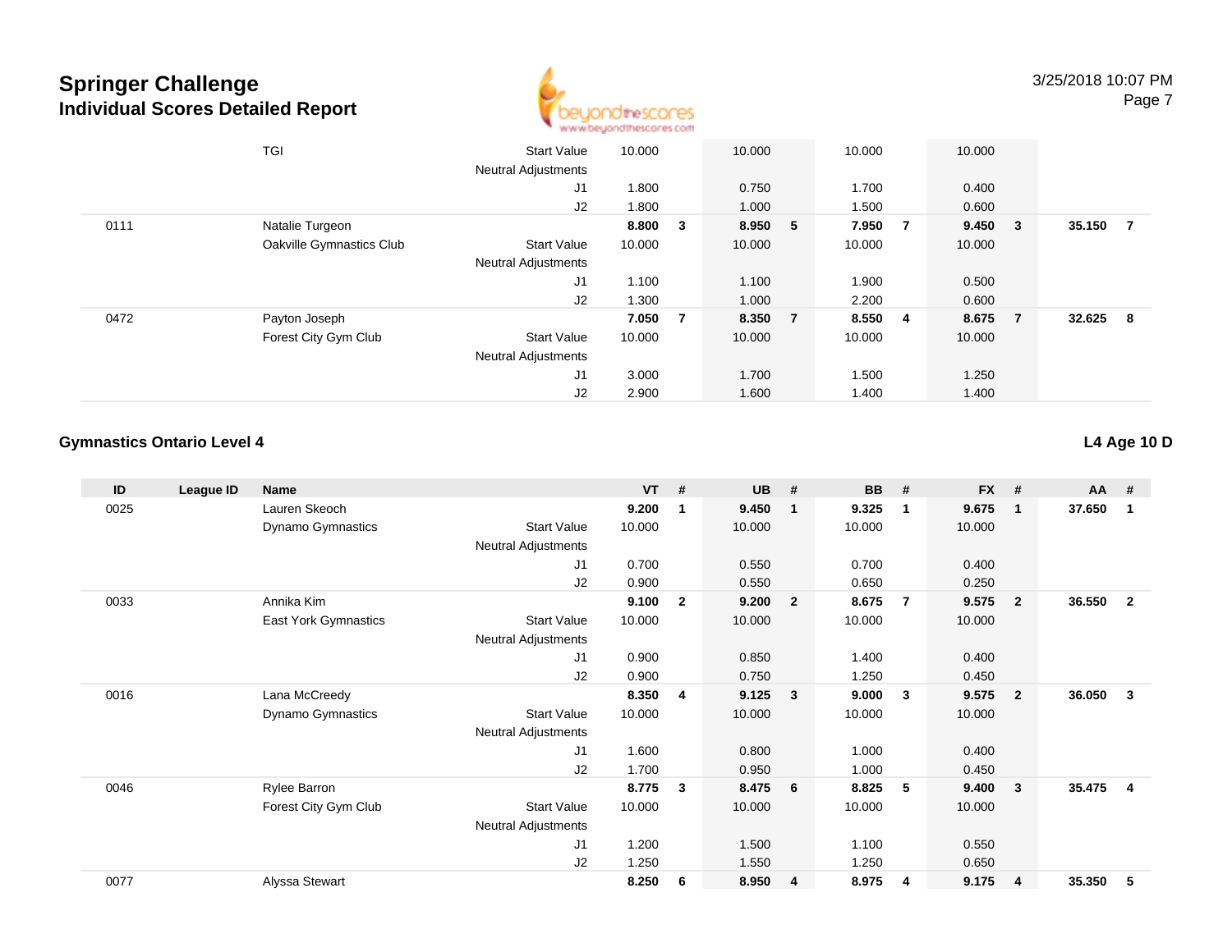# Springer Challenge
## Individual Scores Detailed Report

3/25/2018 10:07 PM

| ID | League ID | Name | | VT | # | UB | # | BB | # | FX | # | AA | # |
|---|---|---|---|---|---|---|---|---|---|---|---|---|---|
| | | TGI | Start Value | 10.000 | | 10.000 | | 10.000 | | 10.000 | | | |
| | | | Neutral Adjustments | | | | | | | | | | |
| | | | J1 | 1.800 | | 0.750 | | 1.700 | | 0.400 | | | |
| | | | J2 | 1.800 | | 1.000 | | 1.500 | | 0.600 | | | |
| 0111 | | Natalie Turgeon | | **8.800** | **3** | **8.950** | **5** | **7.950** | **7** | **9.450** | **3** | **35.150** | **7** |
| | | Oakville Gymnastics Club | Start Value | 10.000 | | 10.000 | | 10.000 | | 10.000 | | | |
| | | | Neutral Adjustments | | | | | | | | | | |
| | | | J1 | 1.100 | | 1.100 | | 1.900 | | 0.500 | | | |
| | | | J2 | 1.300 | | 1.000 | | 2.200 | | 0.600 | | | |
| 0472 | | Payton Joseph | | **7.050** | **7** | **8.350** | **7** | **8.550** | **4** | **8.675** | **7** | **32.625** | **8** |
| | | Forest City Gym Club | Start Value | 10.000 | | 10.000 | | 10.000 | | 10.000 | | | |
| | | | Neutral Adjustments | | | | | | | | | | |
| | | | J1 | 3.000 | | 1.700 | | 1.500 | | 1.250 | | | |
| | | | J2 | 2.900 | | 1.600 | | 1.400 | | 1.400 | | | |

### Gymnastics Ontario Level 4

**L4 Age 10 D**

| ID | League ID | Name | | VT | # | UB | # | BB | # | FX | # | AA | # |
|---|---|---|---|---|---|---|---|---|---|---|---|---|---|
| 0025 | | Lauren Skeoch | | **9.200** | **1** | **9.450** | **1** | **9.325** | **1** | **9.675** | **1** | **37.650** | **1** |
| | | Dynamo Gymnastics | Start Value | 10.000 | | 10.000 | | 10.000 | | 10.000 | | | |
| | | | Neutral Adjustments | | | | | | | | | | |
| | | | J1 | 0.700 | | 0.550 | | 0.700 | | 0.400 | | | |
| | | | J2 | 0.900 | | 0.550 | | 0.650 | | 0.250 | | | |
| 0033 | | Annika Kim | | **9.100** | **2** | **9.200** | **2** | **8.675** | **7** | **9.575** | **2** | **36.550** | **2** |
| | | East York Gymnastics | Start Value | 10.000 | | 10.000 | | 10.000 | | 10.000 | | | |
| | | | Neutral Adjustments | | | | | | | | | | |
| | | | J1 | 0.900 | | 0.850 | | 1.400 | | 0.400 | | | |
| | | | J2 | 0.900 | | 0.750 | | 1.250 | | 0.450 | | | |
| 0016 | | Lana McCreedy | | **8.350** | **4** | **9.125** | **3** | **9.000** | **3** | **9.575** | **2** | **36.050** | **3** |
| | | Dynamo Gymnastics | Start Value | 10.000 | | 10.000 | | 10.000 | | 10.000 | | | |
| | | | Neutral Adjustments | | | | | | | | | | |
| | | | J1 | 1.600 | | 0.800 | | 1.000 | | 0.400 | | | |
| | | | J2 | 1.700 | | 0.950 | | 1.000 | | 0.450 | | | |
| 0046 | | Rylee Barron | | **8.775** | **3** | **8.475** | **6** | **8.825** | **5** | **9.400** | **3** | **35.475** | **4** |
| | | Forest City Gym Club | Start Value | 10.000 | | 10.000 | | 10.000 | | 10.000 | | | |
| | | | Neutral Adjustments | | | | | | | | | | |
| | | | J1 | 1.200 | | 1.500 | | 1.100 | | 0.550 | | | |
| | | | J2 | 1.250 | | 1.550 | | 1.250 | | 0.650 | | | |
| 0077 | | Alyssa Stewart | | **8.250** | **6** | **8.950** | **4** | **8.975** | **4** | **9.175** | **4** | **35.350** | **5** |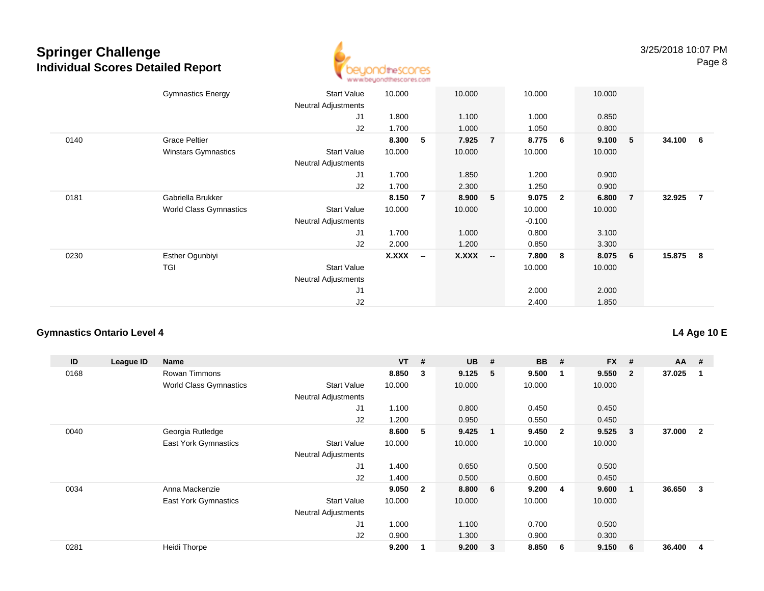# Springer Challenge
## Individual Scores Detailed Report

| ID | League ID | Name | | VT | # | UB | # | BB | # | FX | # | AA | # |
|---|---|---|---|---|---|---|---|---|---|---|---|---|---|
| | | Gymnastics Energy | Start Value | 10.000 | | 10.000 | | 10.000 | | 10.000 | | | |
| | | | Neutral Adjustments | | | | | | | | | | |
| | | | J1 | 1.800 | | 1.100 | | 1.000 | | 0.850 | | | |
| | | | J2 | 1.700 | | 1.000 | | 1.050 | | 0.800 | | | |
| 0140 | | Grace Peltier | | 8.300 | 5 | 7.925 | 7 | 8.775 | 6 | 9.100 | 5 | 34.100 | 6 |
| | | Winstars Gymnastics | Start Value | 10.000 | | 10.000 | | 10.000 | | 10.000 | | | |
| | | | Neutral Adjustments | | | | | | | | | | |
| | | | J1 | 1.700 | | 1.850 | | 1.200 | | 0.900 | | | |
| | | | J2 | 1.700 | | 2.300 | | 1.250 | | 0.900 | | | |
| 0181 | | Gabriella Brukker | | 8.150 | 7 | 8.900 | 5 | 9.075 | 2 | 6.800 | 7 | 32.925 | 7 |
| | | World Class Gymnastics | Start Value | 10.000 | | 10.000 | | 10.000 | | 10.000 | | | |
| | | | Neutral Adjustments | | | | | -0.100 | | | | | |
| | | | J1 | 1.700 | | 1.000 | | 0.800 | | 3.100 | | | |
| | | | J2 | 2.000 | | 1.200 | | 0.850 | | 3.300 | | | |
| 0230 | | Esther Ogunbiyi | | X.XXX | -- | X.XXX | -- | 7.800 | 8 | 8.075 | 6 | 15.875 | 8 |
| | | TGI | Start Value | | | | | 10.000 | | 10.000 | | | |
| | | | Neutral Adjustments | | | | | | | | | | |
| | | | J1 | | | | | 2.000 | | 2.000 | | | |
| | | | J2 | | | | | 2.400 | | 1.850 | | | |

### Gymnastics Ontario Level 4

**L4 Age 10 E**

| ID | League ID | Name | | VT | # | UB | # | BB | # | FX | # | AA | # |
|---|---|---|---|---|---|---|---|---|---|---|---|---|---|
| 0168 | | Rowan Timmons | | 8.850 | 3 | 9.125 | 5 | 9.500 | 1 | 9.550 | 2 | 37.025 | 1 |
| | | World Class Gymnastics | Start Value | 10.000 | | 10.000 | | 10.000 | | 10.000 | | | |
| | | | Neutral Adjustments | | | | | | | | | | |
| | | | J1 | 1.100 | | 0.800 | | 0.450 | | 0.450 | | | |
| | | | J2 | 1.200 | | 0.950 | | 0.550 | | 0.450 | | | |
| 0040 | | Georgia Rutledge | | 8.600 | 5 | 9.425 | 1 | 9.450 | 2 | 9.525 | 3 | 37.000 | 2 |
| | | East York Gymnastics | Start Value | 10.000 | | 10.000 | | 10.000 | | 10.000 | | | |
| | | | Neutral Adjustments | | | | | | | | | | |
| | | | J1 | 1.400 | | 0.650 | | 0.500 | | 0.500 | | | |
| | | | J2 | 1.400 | | 0.500 | | 0.600 | | 0.450 | | | |
| 0034 | | Anna Mackenzie | | 9.050 | 2 | 8.800 | 6 | 9.200 | 4 | 9.600 | 1 | 36.650 | 3 |
| | | East York Gymnastics | Start Value | 10.000 | | 10.000 | | 10.000 | | 10.000 | | | |
| | | | Neutral Adjustments | | | | | | | | | | |
| | | | J1 | 1.000 | | 1.100 | | 0.700 | | 0.500 | | | |
| | | | J2 | 0.900 | | 1.300 | | 0.900 | | 0.300 | | | |
| 0281 | | Heidi Thorpe | | 9.200 | 1 | 9.200 | 3 | 8.850 | 6 | 9.150 | 6 | 36.400 | 4 |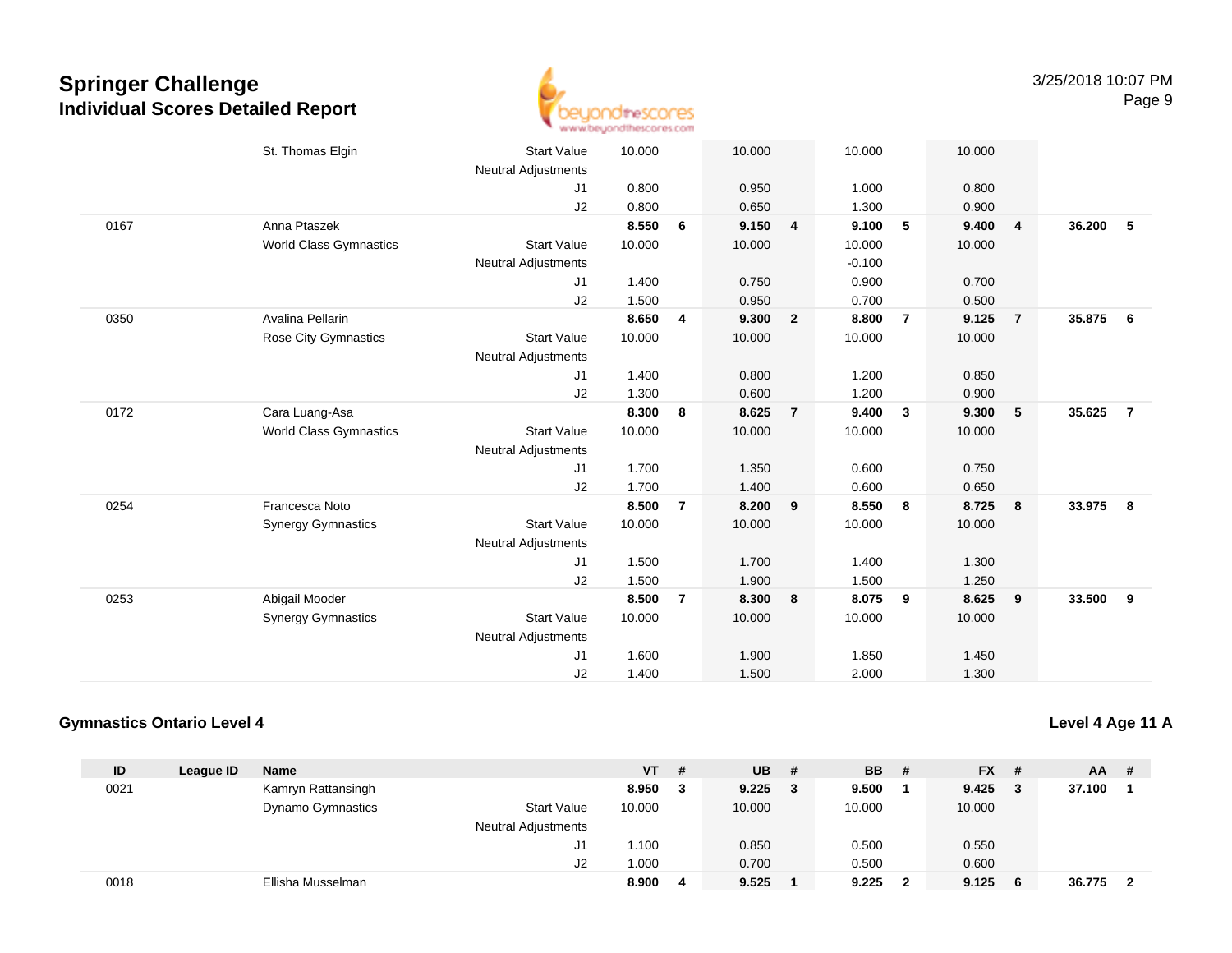| ID | League ID | Name | | VT | # | UB | # | BB | # | FX | # | AA | # |
|---|---|---|---|---|---|---|---|---|---|---|---|---|---|
| | | St. Thomas Elgin | Start Value | 10.000 | | 10.000 | | 10.000 | | 10.000 | | | |
| | | | Neutral Adjustments | | | | | | | | | | |
| | | | J1 | 0.800 | | 0.950 | | 1.000 | | 0.800 | | | |
| | | | J2 | 0.800 | | 0.650 | | 1.300 | | 0.900 | | | |
| 0167 | | Anna Ptaszek | | **8.550** | **6** | **9.150** | **4** | **9.100** | **5** | **9.400** | **4** | **36.200** | **5** |
| | | World Class Gymnastics | Start Value | 10.000 | | 10.000 | | 10.000 | | 10.000 | | | |
| | | | Neutral Adjustments | | | | | -0.100 | | | | | |
| | | | J1 | 1.400 | | 0.750 | | 0.900 | | 0.700 | | | |
| | | | J2 | 1.500 | | 0.950 | | 0.700 | | 0.500 | | | |
| 0350 | | Avalina Pellarin | | **8.650** | **4** | **9.300** | **2** | **8.800** | **7** | **9.125** | **7** | **35.875** | **6** |
| | | Rose City Gymnastics | Start Value | 10.000 | | 10.000 | | 10.000 | | 10.000 | | | |
| | | | Neutral Adjustments | | | | | | | | | | |
| | | | J1 | 1.400 | | 0.800 | | 1.200 | | 0.850 | | | |
| | | | J2 | 1.300 | | 0.600 | | 1.200 | | 0.900 | | | |
| 0172 | | Cara Luang-Asa | | **8.300** | **8** | **8.625** | **7** | **9.400** | **3** | **9.300** | **5** | **35.625** | **7** |
| | | World Class Gymnastics | Start Value | 10.000 | | 10.000 | | 10.000 | | 10.000 | | | |
| | | | Neutral Adjustments | | | | | | | | | | |
| | | | J1 | 1.700 | | 1.350 | | 0.600 | | 0.750 | | | |
| | | | J2 | 1.700 | | 1.400 | | 0.600 | | 0.650 | | | |
| 0254 | | Francesca Noto | | **8.500** | **7** | **8.200** | **9** | **8.550** | **8** | **8.725** | **8** | **33.975** | **8** |
| | | Synergy Gymnastics | Start Value | 10.000 | | 10.000 | | 10.000 | | 10.000 | | | |
| | | | Neutral Adjustments | | | | | | | | | | |
| | | | J1 | 1.500 | | 1.700 | | 1.400 | | 1.300 | | | |
| | | | J2 | 1.500 | | 1.900 | | 1.500 | | 1.250 | | | |
| 0253 | | Abigail Mooder | | **8.500** | **7** | **8.300** | **8** | **8.075** | **9** | **8.625** | **9** | **33.500** | **9** |
| | | Synergy Gymnastics | Start Value | 10.000 | | 10.000 | | 10.000 | | 10.000 | | | |
| | | | Neutral Adjustments | | | | | | | | | | |
| | | | J1 | 1.600 | | 1.900 | | 1.850 | | 1.450 | | | |
| | | | J2 | 1.400 | | 1.500 | | 2.000 | | 1.300 | | | |

## Gymnastics Ontario Level 4

**Level 4 Age 11 A**

| ID | League ID | Name | | VT | # | UB | # | BB | # | FX | # | AA | # |
|---|---|---|---|---|---|---|---|---|---|---|---|---|---|
| 0021 | | Kamryn Rattansingh | | **8.950** | **3** | **9.225** | **3** | **9.500** | **1** | **9.425** | **3** | **37.100** | **1** |
| | | Dynamo Gymnastics | Start Value | 10.000 | | 10.000 | | 10.000 | | 10.000 | | | |
| | | | Neutral Adjustments | | | | | | | | | | |
| | | | J1 | 1.100 | | 0.850 | | 0.500 | | 0.550 | | | |
| | | | J2 | 1.000 | | 0.700 | | 0.500 | | 0.600 | | | |
| 0018 | | Ellisha Musselman | | **8.900** | **4** | **9.525** | **1** | **9.225** | **2** | **9.125** | **6** | **36.775** | **2** |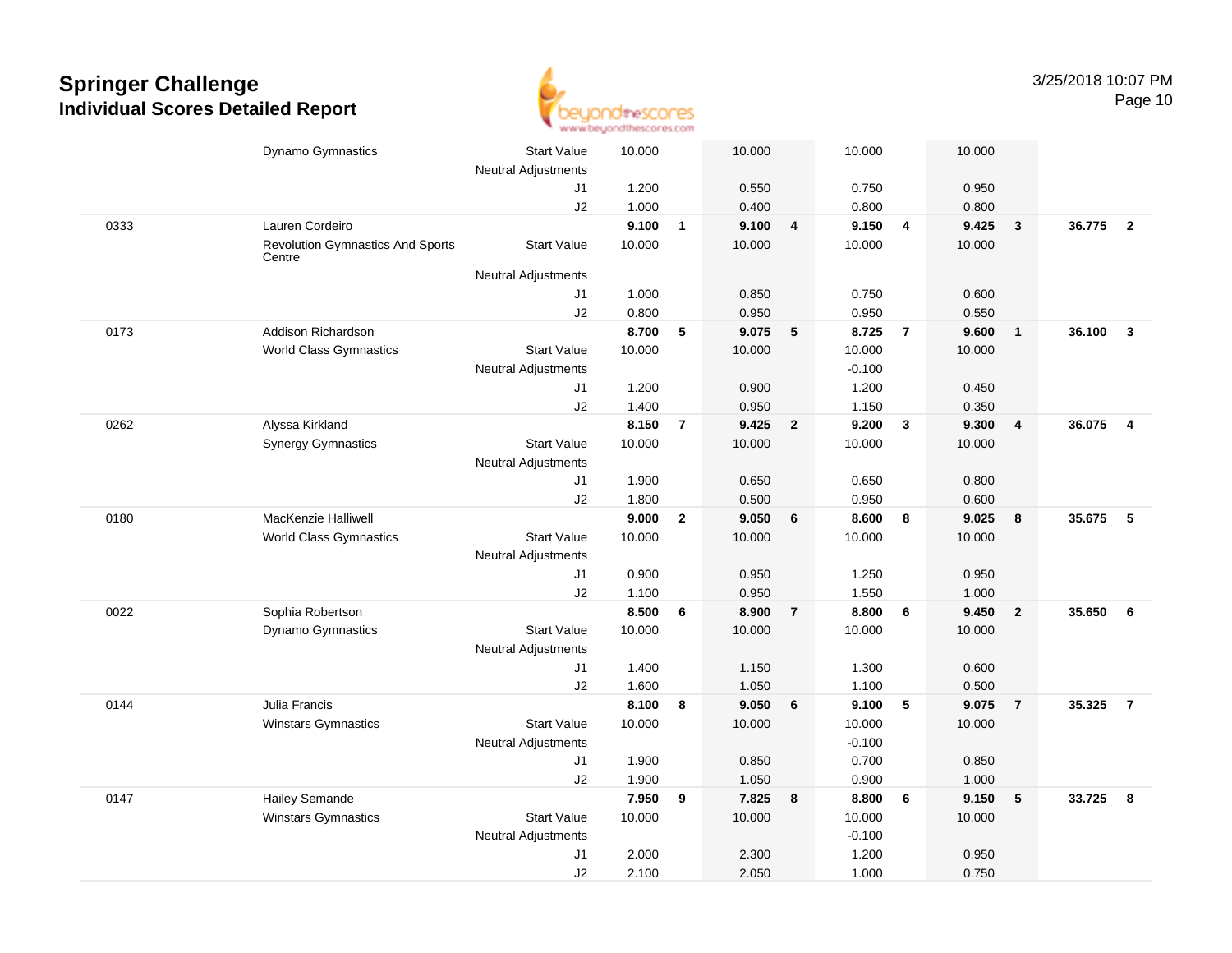# Springer Challenge
## Individual Scores Detailed Report

3/25/2018 10:07 PM

| # | Name / Club | | Vault | Rank | Bars | Rank | Beam | Rank | Floor | Rank | AA | Rank |
|---|---|---|---|---|---|---|---|---|---|---|---|---|
| | Dynamo Gymnastics | Start Value | 10.000 | | 10.000 | | 10.000 | | 10.000 | | | |
| | | Neutral Adjustments | | | | | | | | | | |
| | | J1 | 1.200 | | 0.550 | | 0.750 | | 0.950 | | | |
| | | J2 | 1.000 | | 0.400 | | 0.800 | | 0.800 | | | |
| 0333 | Lauren Cordeiro | | **9.100** | **1** | **9.100** | **4** | **9.150** | **4** | **9.425** | **3** | **36.775** | **2** |
| | Revolution Gymnastics And Sports Centre | Start Value | 10.000 | | 10.000 | | 10.000 | | 10.000 | | | |
| | | Neutral Adjustments | | | | | | | | | | |
| | | J1 | 1.000 | | 0.850 | | 0.750 | | 0.600 | | | |
| | | J2 | 0.800 | | 0.950 | | 0.950 | | 0.550 | | | |
| 0173 | Addison Richardson | | **8.700** | **5** | **9.075** | **5** | **8.725** | **7** | **9.600** | **1** | **36.100** | **3** |
| | World Class Gymnastics | Start Value | 10.000 | | 10.000 | | 10.000 | | 10.000 | | | |
| | | Neutral Adjustments | | | | | -0.100 | | | | | |
| | | J1 | 1.200 | | 0.900 | | 1.200 | | 0.450 | | | |
| | | J2 | 1.400 | | 0.950 | | 1.150 | | 0.350 | | | |
| 0262 | Alyssa Kirkland | | **8.150** | **7** | **9.425** | **2** | **9.200** | **3** | **9.300** | **4** | **36.075** | **4** |
| | Synergy Gymnastics | Start Value | 10.000 | | 10.000 | | 10.000 | | 10.000 | | | |
| | | Neutral Adjustments | | | | | | | | | | |
| | | J1 | 1.900 | | 0.650 | | 0.650 | | 0.800 | | | |
| | | J2 | 1.800 | | 0.500 | | 0.950 | | 0.600 | | | |
| 0180 | MacKenzie Halliwell | | **9.000** | **2** | **9.050** | **6** | **8.600** | **8** | **9.025** | **8** | **35.675** | **5** |
| | World Class Gymnastics | Start Value | 10.000 | | 10.000 | | 10.000 | | 10.000 | | | |
| | | Neutral Adjustments | | | | | | | | | | |
| | | J1 | 0.900 | | 0.950 | | 1.250 | | 0.950 | | | |
| | | J2 | 1.100 | | 0.950 | | 1.550 | | 1.000 | | | |
| 0022 | Sophia Robertson | | **8.500** | **6** | **8.900** | **7** | **8.800** | **6** | **9.450** | **2** | **35.650** | **6** |
| | Dynamo Gymnastics | Start Value | 10.000 | | 10.000 | | 10.000 | | 10.000 | | | |
| | | Neutral Adjustments | | | | | | | | | | |
| | | J1 | 1.400 | | 1.150 | | 1.300 | | 0.600 | | | |
| | | J2 | 1.600 | | 1.050 | | 1.100 | | 0.500 | | | |
| 0144 | Julia Francis | | **8.100** | **8** | **9.050** | **6** | **9.100** | **5** | **9.075** | **7** | **35.325** | **7** |
| | Winstars Gymnastics | Start Value | 10.000 | | 10.000 | | 10.000 | | 10.000 | | | |
| | | Neutral Adjustments | | | | | -0.100 | | | | | |
| | | J1 | 1.900 | | 0.850 | | 0.700 | | 0.850 | | | |
| | | J2 | 1.900 | | 1.050 | | 0.900 | | 1.000 | | | |
| 0147 | Hailey Semande | | **7.950** | **9** | **7.825** | **8** | **8.800** | **6** | **9.150** | **5** | **33.725** | **8** |
| | Winstars Gymnastics | Start Value | 10.000 | | 10.000 | | 10.000 | | 10.000 | | | |
| | | Neutral Adjustments | | | | | -0.100 | | | | | |
| | | J1 | 2.000 | | 2.300 | | 1.200 | | 0.950 | | | |
| | | J2 | 2.100 | | 2.050 | | 1.000 | | 0.750 | | | |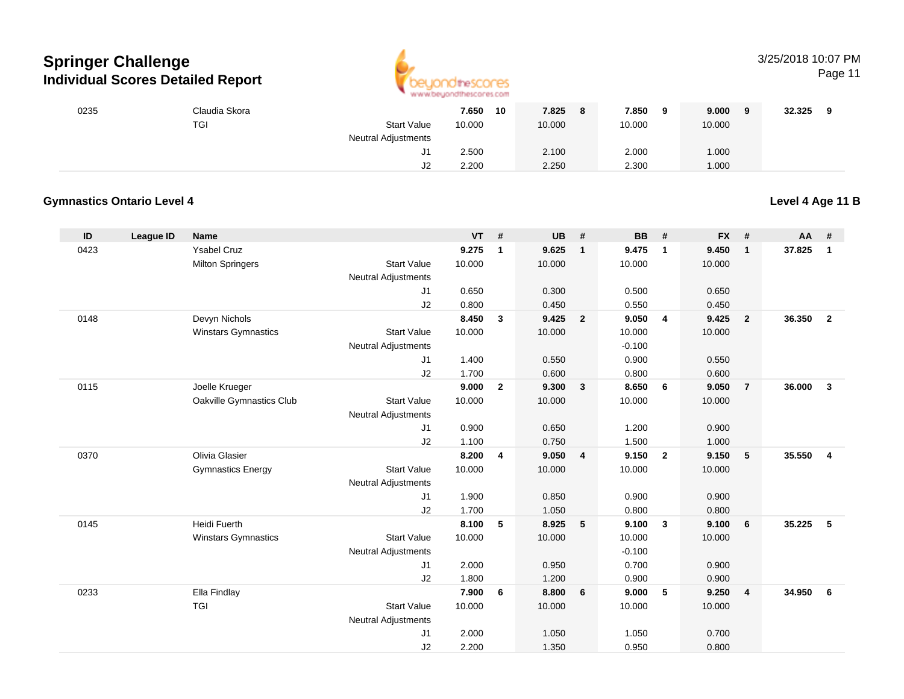## Springer Challenge
### Individual Scores Detailed Report

| ID | League ID | Name | | VT | # | UB | # | BB | # | FX | # | AA | # |
|---|---|---|---|---|---|---|---|---|---|---|---|---|---|
| 0235 | | Claudia Skora | | **7.650** | **10** | **7.825** | **8** | **7.850** | **9** | **9.000** | **9** | **32.325** | **9** |
| | | TGI | Start Value | 10.000 | | 10.000 | | 10.000 | | 10.000 | | | |
| | | | Neutral Adjustments | | | | | | | | | | |
| | | | J1 | 2.500 | | 2.100 | | 2.000 | | 1.000 | | | |
| | | | J2 | 2.200 | | 2.250 | | 2.300 | | 1.000 | | | |

**Gymnastics Ontario Level 4** — **Level 4 Age 11 B**

| ID | League ID | Name | | VT | # | UB | # | BB | # | FX | # | AA | # |
|---|---|---|---|---|---|---|---|---|---|---|---|---|---|
| 0423 | | Ysabel Cruz | | **9.275** | **1** | **9.625** | **1** | **9.475** | **1** | **9.450** | **1** | **37.825** | **1** |
| | | Milton Springers | Start Value | 10.000 | | 10.000 | | 10.000 | | 10.000 | | | |
| | | | Neutral Adjustments | | | | | | | | | | |
| | | | J1 | 0.650 | | 0.300 | | 0.500 | | 0.650 | | | |
| | | | J2 | 0.800 | | 0.450 | | 0.550 | | 0.450 | | | |
| 0148 | | Devyn Nichols | | **8.450** | **3** | **9.425** | **2** | **9.050** | **4** | **9.425** | **2** | **36.350** | **2** |
| | | Winstars Gymnastics | Start Value | 10.000 | | 10.000 | | 10.000 | | 10.000 | | | |
| | | | Neutral Adjustments | | | | | -0.100 | | | | | |
| | | | J1 | 1.400 | | 0.550 | | 0.900 | | 0.550 | | | |
| | | | J2 | 1.700 | | 0.600 | | 0.800 | | 0.600 | | | |
| 0115 | | Joelle Krueger | | **9.000** | **2** | **9.300** | **3** | **8.650** | **6** | **9.050** | **7** | **36.000** | **3** |
| | | Oakville Gymnastics Club | Start Value | 10.000 | | 10.000 | | 10.000 | | 10.000 | | | |
| | | | Neutral Adjustments | | | | | | | | | | |
| | | | J1 | 0.900 | | 0.650 | | 1.200 | | 0.900 | | | |
| | | | J2 | 1.100 | | 0.750 | | 1.500 | | 1.000 | | | |
| 0370 | | Olivia Glasier | | **8.200** | **4** | **9.050** | **4** | **9.150** | **2** | **9.150** | **5** | **35.550** | **4** |
| | | Gymnastics Energy | Start Value | 10.000 | | 10.000 | | 10.000 | | 10.000 | | | |
| | | | Neutral Adjustments | | | | | | | | | | |
| | | | J1 | 1.900 | | 0.850 | | 0.900 | | 0.900 | | | |
| | | | J2 | 1.700 | | 1.050 | | 0.800 | | 0.800 | | | |
| 0145 | | Heidi Fuerth | | **8.100** | **5** | **8.925** | **5** | **9.100** | **3** | **9.100** | **6** | **35.225** | **5** |
| | | Winstars Gymnastics | Start Value | 10.000 | | 10.000 | | 10.000 | | 10.000 | | | |
| | | | Neutral Adjustments | | | | | -0.100 | | | | | |
| | | | J1 | 2.000 | | 0.950 | | 0.700 | | 0.900 | | | |
| | | | J2 | 1.800 | | 1.200 | | 0.900 | | 0.900 | | | |
| 0233 | | Ella Findlay | | **7.900** | **6** | **8.800** | **6** | **9.000** | **5** | **9.250** | **4** | **34.950** | **6** |
| | | TGI | Start Value | 10.000 | | 10.000 | | 10.000 | | 10.000 | | | |
| | | | Neutral Adjustments | | | | | | | | | | |
| | | | J1 | 2.000 | | 1.050 | | 1.050 | | 0.700 | | | |
| | | | J2 | 2.200 | | 1.350 | | 0.950 | | 0.800 | | | |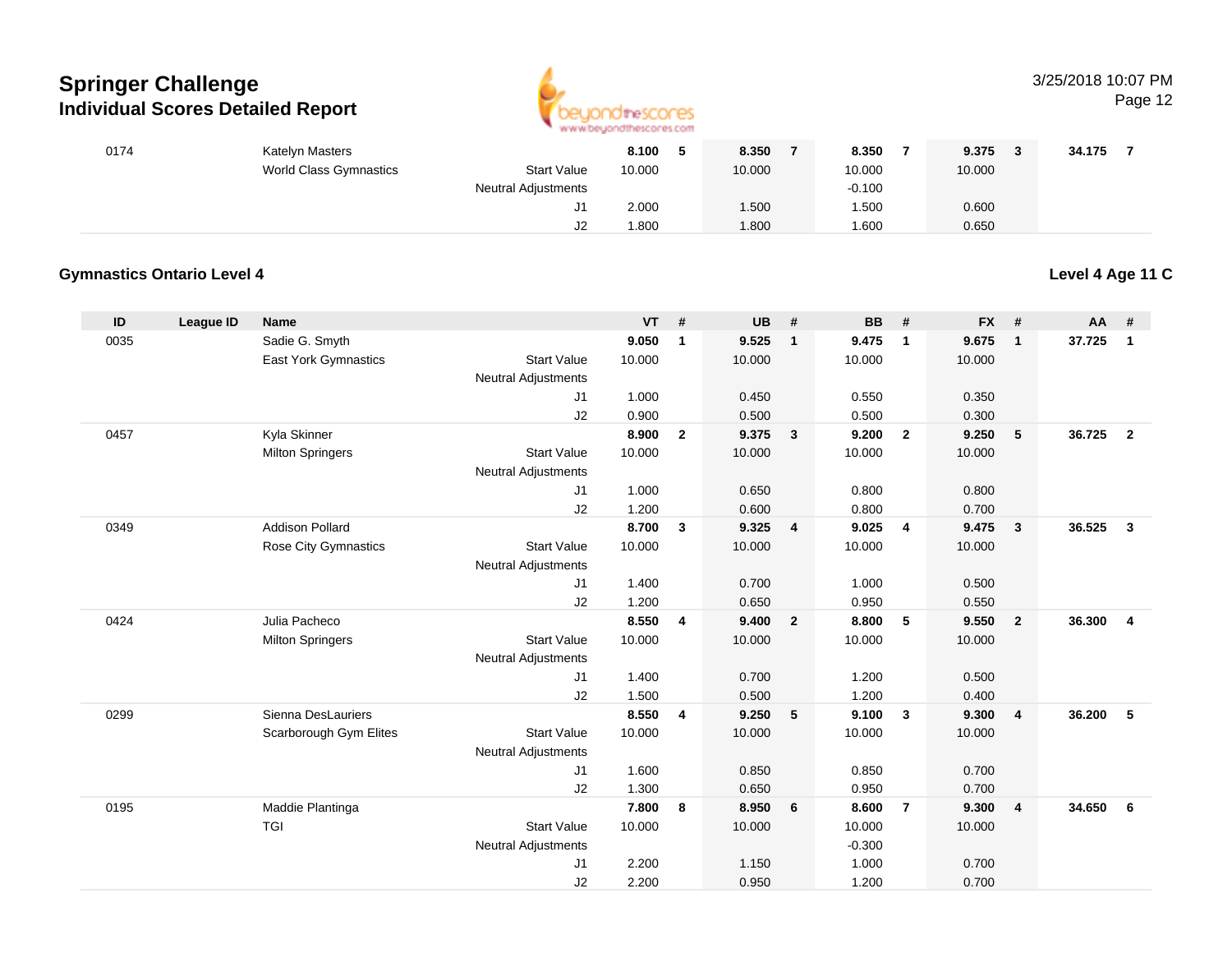# Springer Challenge
## Individual Scores Detailed Report

3/25/2018 10:07 PM

| ID | League ID | Name | | VT | # | UB | # | BB | # | FX | # | AA | # |
|---|---|---|---|---|---|---|---|---|---|---|---|---|---|
| 0174 | | Katelyn Masters | | 8.100 | 5 | 8.350 | 7 | 8.350 | 7 | 9.375 | 3 | 34.175 | 7 |
| | | World Class Gymnastics | Start Value | 10.000 | | 10.000 | | 10.000 | | 10.000 | | | |
| | | | Neutral Adjustments | | | | | -0.100 | | | | | |
| | | | J1 | 2.000 | | 1.500 | | 1.500 | | 0.600 | | | |
| | | | J2 | 1.800 | | 1.800 | | 1.600 | | 0.650 | | | |

### Gymnastics Ontario Level 4

**Level 4 Age 11 C**

| ID | League ID | Name | | VT | # | UB | # | BB | # | FX | # | AA | # |
|---|---|---|---|---|---|---|---|---|---|---|---|---|---|
| 0035 | | Sadie G. Smyth | | 9.050 | 1 | 9.525 | 1 | 9.475 | 1 | 9.675 | 1 | 37.725 | 1 |
| | | East York Gymnastics | Start Value | 10.000 | | 10.000 | | 10.000 | | 10.000 | | | |
| | | | Neutral Adjustments | | | | | | | | | | |
| | | | J1 | 1.000 | | 0.450 | | 0.550 | | 0.350 | | | |
| | | | J2 | 0.900 | | 0.500 | | 0.500 | | 0.300 | | | |
| 0457 | | Kyla Skinner | | 8.900 | 2 | 9.375 | 3 | 9.200 | 2 | 9.250 | 5 | 36.725 | 2 |
| | | Milton Springers | Start Value | 10.000 | | 10.000 | | 10.000 | | 10.000 | | | |
| | | | Neutral Adjustments | | | | | | | | | | |
| | | | J1 | 1.000 | | 0.650 | | 0.800 | | 0.800 | | | |
| | | | J2 | 1.200 | | 0.600 | | 0.800 | | 0.700 | | | |
| 0349 | | Addison Pollard | | 8.700 | 3 | 9.325 | 4 | 9.025 | 4 | 9.475 | 3 | 36.525 | 3 |
| | | Rose City Gymnastics | Start Value | 10.000 | | 10.000 | | 10.000 | | 10.000 | | | |
| | | | Neutral Adjustments | | | | | | | | | | |
| | | | J1 | 1.400 | | 0.700 | | 1.000 | | 0.500 | | | |
| | | | J2 | 1.200 | | 0.650 | | 0.950 | | 0.550 | | | |
| 0424 | | Julia Pacheco | | 8.550 | 4 | 9.400 | 2 | 8.800 | 5 | 9.550 | 2 | 36.300 | 4 |
| | | Milton Springers | Start Value | 10.000 | | 10.000 | | 10.000 | | 10.000 | | | |
| | | | Neutral Adjustments | | | | | | | | | | |
| | | | J1 | 1.400 | | 0.700 | | 1.200 | | 0.500 | | | |
| | | | J2 | 1.500 | | 0.500 | | 1.200 | | 0.400 | | | |
| 0299 | | Sienna DesLauriers | | 8.550 | 4 | 9.250 | 5 | 9.100 | 3 | 9.300 | 4 | 36.200 | 5 |
| | | Scarborough Gym Elites | Start Value | 10.000 | | 10.000 | | 10.000 | | 10.000 | | | |
| | | | Neutral Adjustments | | | | | | | | | | |
| | | | J1 | 1.600 | | 0.850 | | 0.850 | | 0.700 | | | |
| | | | J2 | 1.300 | | 0.650 | | 0.950 | | 0.700 | | | |
| 0195 | | Maddie Plantinga | | 7.800 | 8 | 8.950 | 6 | 8.600 | 7 | 9.300 | 4 | 34.650 | 6 |
| | | TGI | Start Value | 10.000 | | 10.000 | | 10.000 | | 10.000 | | | |
| | | | Neutral Adjustments | | | | | -0.300 | | | | | |
| | | | J1 | 2.200 | | 1.150 | | 1.000 | | 0.700 | | | |
| | | | J2 | 2.200 | | 0.950 | | 1.200 | | 0.700 | | | |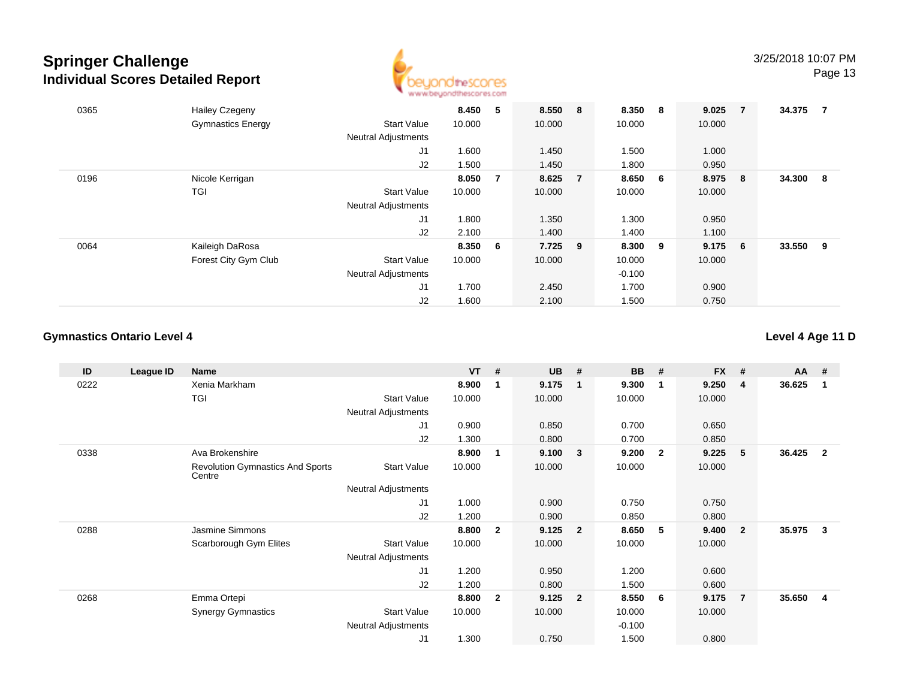| ID | League ID | Name | | VT | # | UB | # | BB | # | FX | # | AA | # |
|---|---|---|---|---|---|---|---|---|---|---|---|---|---|
| 0365 | | Hailey Czegeny | | 8.450 | 5 | 8.550 | 8 | 8.350 | 8 | 9.025 | 7 | 34.375 | 7 |
| | | Gymnastics Energy | Start Value | 10.000 | | 10.000 | | 10.000 | | 10.000 | | | |
| | | | Neutral Adjustments | | | | | | | | | | |
| | | | J1 | 1.600 | | 1.450 | | 1.500 | | 1.000 | | | |
| | | | J2 | 1.500 | | 1.450 | | 1.800 | | 0.950 | | | |
| 0196 | | Nicole Kerrigan | | 8.050 | 7 | 8.625 | 7 | 8.650 | 6 | 8.975 | 8 | 34.300 | 8 |
| | | TGI | Start Value | 10.000 | | 10.000 | | 10.000 | | 10.000 | | | |
| | | | Neutral Adjustments | | | | | | | | | | |
| | | | J1 | 1.800 | | 1.350 | | 1.300 | | 0.950 | | | |
| | | | J2 | 2.100 | | 1.400 | | 1.400 | | 1.100 | | | |
| 0064 | | Kaileigh DaRosa | | 8.350 | 6 | 7.725 | 9 | 8.300 | 9 | 9.175 | 6 | 33.550 | 9 |
| | | Forest City Gym Club | Start Value | 10.000 | | 10.000 | | 10.000 | | 10.000 | | | |
| | | | Neutral Adjustments | | | | | -0.100 | | | | | |
| | | | J1 | 1.700 | | 2.450 | | 1.700 | | 0.900 | | | |
| | | | J2 | 1.600 | | 2.100 | | 1.500 | | 0.750 | | | |

## Gymnastics Ontario Level 4

**Level 4 Age 11 D**

| ID | League ID | Name | | VT | # | UB | # | BB | # | FX | # | AA | # |
|---|---|---|---|---|---|---|---|---|---|---|---|---|---|
| 0222 | | Xenia Markham | | 8.900 | 1 | 9.175 | 1 | 9.300 | 1 | 9.250 | 4 | 36.625 | 1 |
| | | TGI | Start Value | 10.000 | | 10.000 | | 10.000 | | 10.000 | | | |
| | | | Neutral Adjustments | | | | | | | | | | |
| | | | J1 | 0.900 | | 0.850 | | 0.700 | | 0.650 | | | |
| | | | J2 | 1.300 | | 0.800 | | 0.700 | | 0.850 | | | |
| 0338 | | Ava Brokenshire | | 8.900 | 1 | 9.100 | 3 | 9.200 | 2 | 9.225 | 5 | 36.425 | 2 |
| | | Revolution Gymnastics And Sports Centre | Start Value | 10.000 | | 10.000 | | 10.000 | | 10.000 | | | |
| | | | Neutral Adjustments | | | | | | | | | | |
| | | | J1 | 1.000 | | 0.900 | | 0.750 | | 0.750 | | | |
| | | | J2 | 1.200 | | 0.900 | | 0.850 | | 0.800 | | | |
| 0288 | | Jasmine Simmons | | 8.800 | 2 | 9.125 | 2 | 8.650 | 5 | 9.400 | 2 | 35.975 | 3 |
| | | Scarborough Gym Elites | Start Value | 10.000 | | 10.000 | | 10.000 | | 10.000 | | | |
| | | | Neutral Adjustments | | | | | | | | | | |
| | | | J1 | 1.200 | | 0.950 | | 1.200 | | 0.600 | | | |
| | | | J2 | 1.200 | | 0.800 | | 1.500 | | 0.600 | | | |
| 0268 | | Emma Ortepi | | 8.800 | 2 | 9.125 | 2 | 8.550 | 6 | 9.175 | 7 | 35.650 | 4 |
| | | Synergy Gymnastics | Start Value | 10.000 | | 10.000 | | 10.000 | | 10.000 | | | |
| | | | Neutral Adjustments | | | | | -0.100 | | | | | |
| | | | J1 | 1.300 | | 0.750 | | 1.500 | | 0.800 | | | |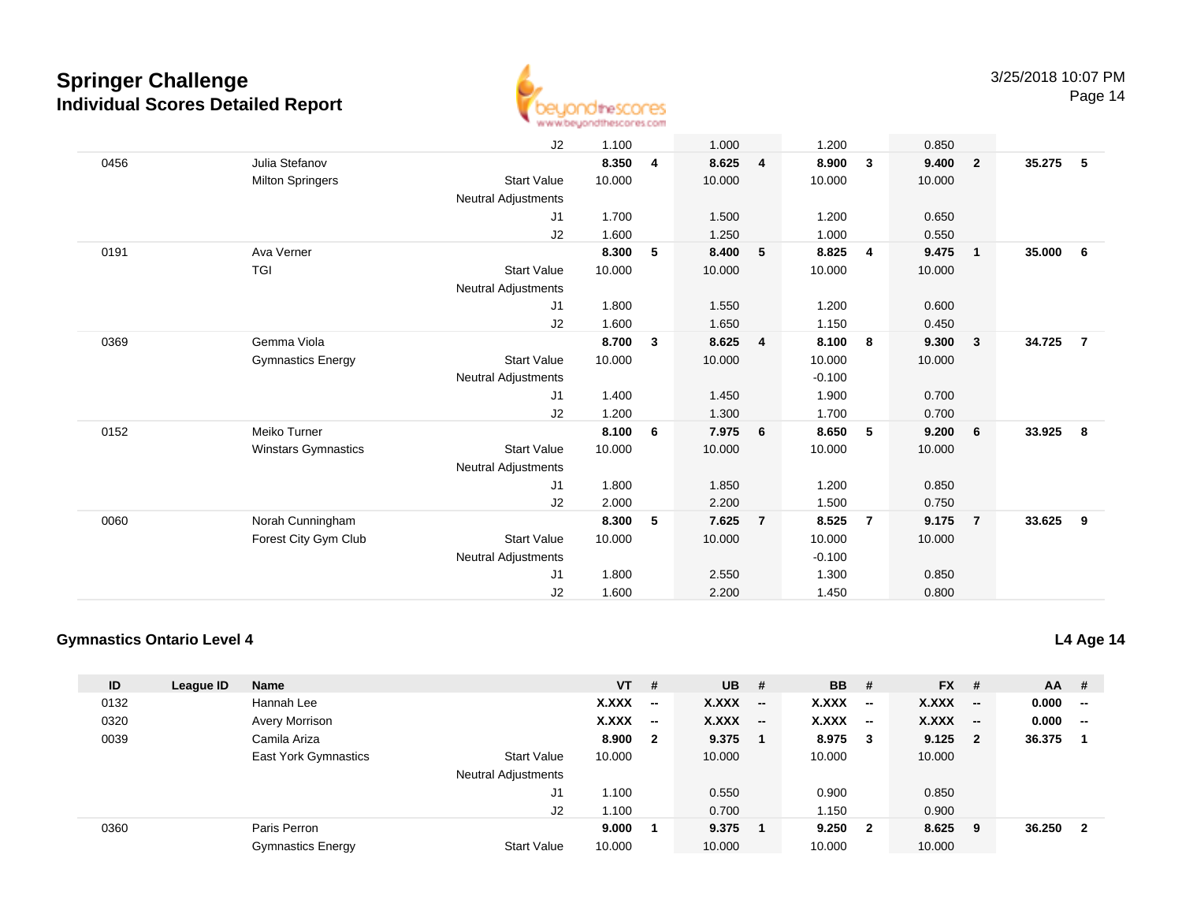# Springer Challenge
## Individual Scores Detailed Report

3/25/2018 10:07 PM

| ID | League ID | Name | | VT | # | UB | # | BB | # | FX | # | AA | # |
|---|---|---|---|---|---|---|---|---|---|---|---|---|---|
| | | | J2 | 1.100 | | 1.000 | | 1.200 | | 0.850 | | | |
| 0456 | | Julia Stefanov | | **8.350** | **4** | **8.625** | **4** | **8.900** | **3** | **9.400** | **2** | **35.275** | **5** |
| | | Milton Springers | Start Value | 10.000 | | 10.000 | | 10.000 | | 10.000 | | | |
| | | | Neutral Adjustments | | | | | | | | | | |
| | | | J1 | 1.700 | | 1.500 | | 1.200 | | 0.650 | | | |
| | | | J2 | 1.600 | | 1.250 | | 1.000 | | 0.550 | | | |
| 0191 | | Ava Verner | | **8.300** | **5** | **8.400** | **5** | **8.825** | **4** | **9.475** | **1** | **35.000** | **6** |
| | | TGI | Start Value | 10.000 | | 10.000 | | 10.000 | | 10.000 | | | |
| | | | Neutral Adjustments | | | | | | | | | | |
| | | | J1 | 1.800 | | 1.550 | | 1.200 | | 0.600 | | | |
| | | | J2 | 1.600 | | 1.650 | | 1.150 | | 0.450 | | | |
| 0369 | | Gemma Viola | | **8.700** | **3** | **8.625** | **4** | **8.100** | **8** | **9.300** | **3** | **34.725** | **7** |
| | | Gymnastics Energy | Start Value | 10.000 | | 10.000 | | 10.000 | | 10.000 | | | |
| | | | Neutral Adjustments | | | | | -0.100 | | | | | |
| | | | J1 | 1.400 | | 1.450 | | 1.900 | | 0.700 | | | |
| | | | J2 | 1.200 | | 1.300 | | 1.700 | | 0.700 | | | |
| 0152 | | Meiko Turner | | **8.100** | **6** | **7.975** | **6** | **8.650** | **5** | **9.200** | **6** | **33.925** | **8** |
| | | Winstars Gymnastics | Start Value | 10.000 | | 10.000 | | 10.000 | | 10.000 | | | |
| | | | Neutral Adjustments | | | | | | | | | | |
| | | | J1 | 1.800 | | 1.850 | | 1.200 | | 0.850 | | | |
| | | | J2 | 2.000 | | 2.200 | | 1.500 | | 0.750 | | | |
| 0060 | | Norah Cunningham | | **8.300** | **5** | **7.625** | **7** | **8.525** | **7** | **9.175** | **7** | **33.625** | **9** |
| | | Forest City Gym Club | Start Value | 10.000 | | 10.000 | | 10.000 | | 10.000 | | | |
| | | | Neutral Adjustments | | | | | -0.100 | | | | | |
| | | | J1 | 1.800 | | 2.550 | | 1.300 | | 0.850 | | | |
| | | | J2 | 1.600 | | 2.200 | | 1.450 | | 0.800 | | | |

### Gymnastics Ontario Level 4

**L4 Age 14**

| ID | League ID | Name | | VT | # | UB | # | BB | # | FX | # | AA | # |
|---|---|---|---|---|---|---|---|---|---|---|---|---|---|
| 0132 | | Hannah Lee | | **X.XXX** | **--** | **X.XXX** | **--** | **X.XXX** | **--** | **X.XXX** | **--** | **0.000** | **--** |
| 0320 | | Avery Morrison | | **X.XXX** | **--** | **X.XXX** | **--** | **X.XXX** | **--** | **X.XXX** | **--** | **0.000** | **--** |
| 0039 | | Camila Ariza | | **8.900** | **2** | **9.375** | **1** | **8.975** | **3** | **9.125** | **2** | **36.375** | **1** |
| | | East York Gymnastics | Start Value | 10.000 | | 10.000 | | 10.000 | | 10.000 | | | |
| | | | Neutral Adjustments | | | | | | | | | | |
| | | | J1 | 1.100 | | 0.550 | | 0.900 | | 0.850 | | | |
| | | | J2 | 1.100 | | 0.700 | | 1.150 | | 0.900 | | | |
| 0360 | | Paris Perron | | **9.000** | **1** | **9.375** | **1** | **9.250** | **2** | **8.625** | **9** | **36.250** | **2** |
| | | Gymnastics Energy | Start Value | 10.000 | | 10.000 | | 10.000 | | 10.000 | | | |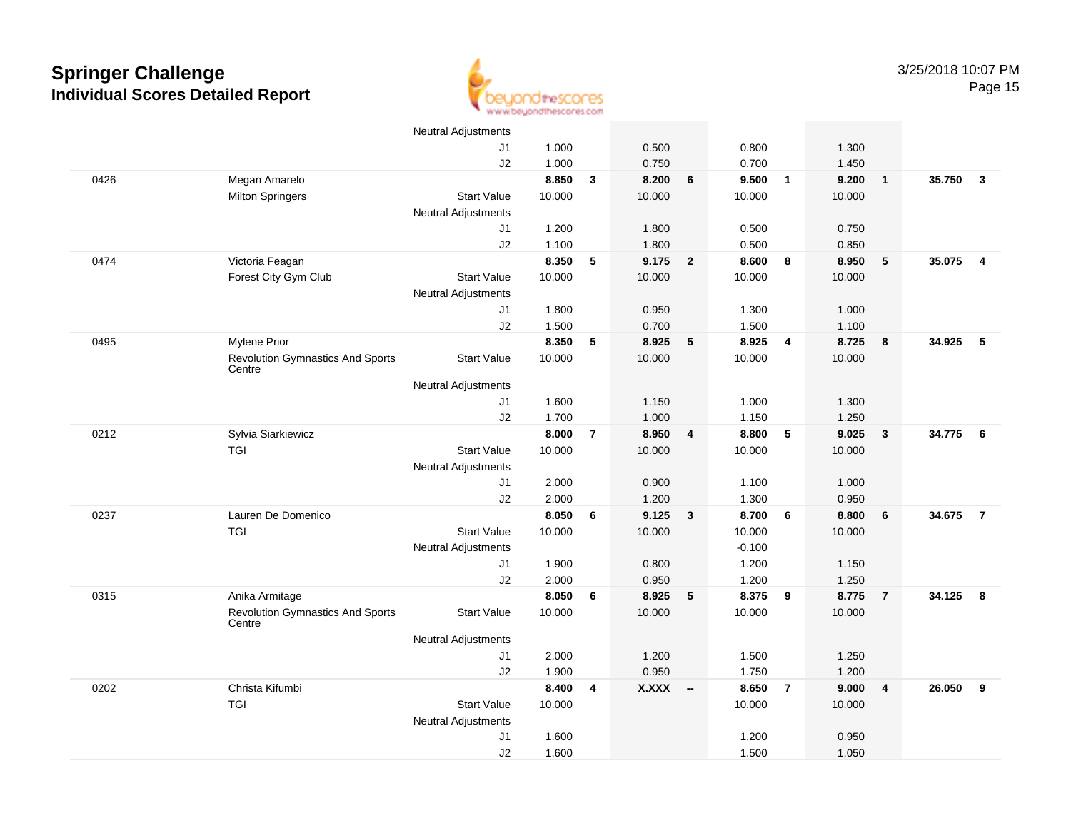# Springer Challenge
## Individual Scores Detailed Report

3/25/2018 10:07 PM

| # | Name / Club | | Event 1 | Rank | Event 2 | Rank | Event 3 | Rank | Event 4 | Rank | AA | Rank |
|---|---|---|---|---|---|---|---|---|---|---|---|---|
| | | Neutral Adjustments | | | | | | | | | | |
| | | J1 | 1.000 | | 0.500 | | 0.800 | | 1.300 | | | |
| | | J2 | 1.000 | | 0.750 | | 0.700 | | 1.450 | | | |
| 0426 | Megan Amarelo | | **8.850** | **3** | **8.200** | **6** | **9.500** | **1** | **9.200** | **1** | **35.750** | **3** |
| | Milton Springers | Start Value | 10.000 | | 10.000 | | 10.000 | | 10.000 | | | |
| | | Neutral Adjustments | | | | | | | | | | |
| | | J1 | 1.200 | | 1.800 | | 0.500 | | 0.750 | | | |
| | | J2 | 1.100 | | 1.800 | | 0.500 | | 0.850 | | | |
| 0474 | Victoria Feagan | | **8.350** | **5** | **9.175** | **2** | **8.600** | **8** | **8.950** | **5** | **35.075** | **4** |
| | Forest City Gym Club | Start Value | 10.000 | | 10.000 | | 10.000 | | 10.000 | | | |
| | | Neutral Adjustments | | | | | | | | | | |
| | | J1 | 1.800 | | 0.950 | | 1.300 | | 1.000 | | | |
| | | J2 | 1.500 | | 0.700 | | 1.500 | | 1.100 | | | |
| 0495 | Mylene Prior | | **8.350** | **5** | **8.925** | **5** | **8.925** | **4** | **8.725** | **8** | **34.925** | **5** |
| | Revolution Gymnastics And Sports Centre | Start Value | 10.000 | | 10.000 | | 10.000 | | 10.000 | | | |
| | | Neutral Adjustments | | | | | | | | | | |
| | | J1 | 1.600 | | 1.150 | | 1.000 | | 1.300 | | | |
| | | J2 | 1.700 | | 1.000 | | 1.150 | | 1.250 | | | |
| 0212 | Sylvia Siarkiewicz | | **8.000** | **7** | **8.950** | **4** | **8.800** | **5** | **9.025** | **3** | **34.775** | **6** |
| | TGI | Start Value | 10.000 | | 10.000 | | 10.000 | | 10.000 | | | |
| | | Neutral Adjustments | | | | | | | | | | |
| | | J1 | 2.000 | | 0.900 | | 1.100 | | 1.000 | | | |
| | | J2 | 2.000 | | 1.200 | | 1.300 | | 0.950 | | | |
| 0237 | Lauren De Domenico | | **8.050** | **6** | **9.125** | **3** | **8.700** | **6** | **8.800** | **6** | **34.675** | **7** |
| | TGI | Start Value | 10.000 | | 10.000 | | 10.000 | | 10.000 | | | |
| | | Neutral Adjustments | | | | | -0.100 | | | | | |
| | | J1 | 1.900 | | 0.800 | | 1.200 | | 1.150 | | | |
| | | J2 | 2.000 | | 0.950 | | 1.200 | | 1.250 | | | |
| 0315 | Anika Armitage | | **8.050** | **6** | **8.925** | **5** | **8.375** | **9** | **8.775** | **7** | **34.125** | **8** |
| | Revolution Gymnastics And Sports Centre | Start Value | 10.000 | | 10.000 | | 10.000 | | 10.000 | | | |
| | | Neutral Adjustments | | | | | | | | | | |
| | | J1 | 2.000 | | 1.200 | | 1.500 | | 1.250 | | | |
| | | J2 | 1.900 | | 0.950 | | 1.750 | | 1.200 | | | |
| 0202 | Christa Kifumbi | | **8.400** | **4** | **X.XXX** | **--** | **8.650** | **7** | **9.000** | **4** | **26.050** | **9** |
| | TGI | Start Value | 10.000 | | | | 10.000 | | 10.000 | | | |
| | | Neutral Adjustments | | | | | | | | | | |
| | | J1 | 1.600 | | | | 1.200 | | 0.950 | | | |
| | | J2 | 1.600 | | | | 1.500 | | 1.050 | | | |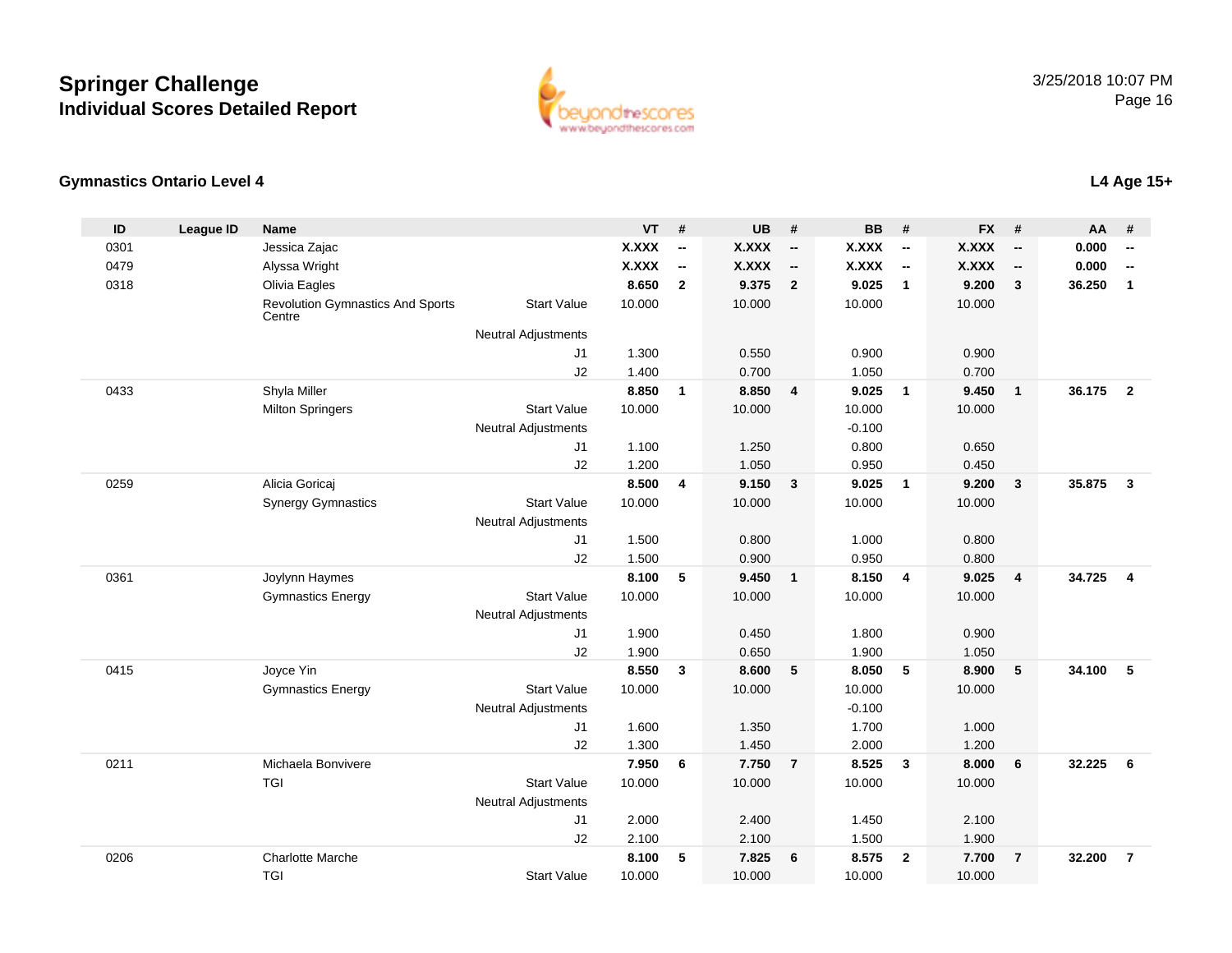# Springer Challenge
## Individual Scores Detailed Report

3/25/2018 10:07 PM

### Gymnastics Ontario Level 4

**L4 Age 15+**

| ID | League ID | Name | | VT | # | UB | # | BB | # | FX | # | AA | # |
|---|---|---|---|---|---|---|---|---|---|---|---|---|---|
| 0301 | | Jessica Zajac | | **X.XXX** | **--** | **X.XXX** | **--** | **X.XXX** | **--** | **X.XXX** | **--** | **0.000** | **--** |
| 0479 | | Alyssa Wright | | **X.XXX** | **--** | **X.XXX** | **--** | **X.XXX** | **--** | **X.XXX** | **--** | **0.000** | **--** |
| 0318 | | Olivia Eagles | | **8.650** | **2** | **9.375** | **2** | **9.025** | **1** | **9.200** | **3** | **36.250** | **1** |
| | | Revolution Gymnastics And Sports Centre | Start Value | 10.000 | | 10.000 | | 10.000 | | 10.000 | | | |
| | | | Neutral Adjustments | | | | | | | | | | |
| | | | J1 | 1.300 | | 0.550 | | 0.900 | | 0.900 | | | |
| | | | J2 | 1.400 | | 0.700 | | 1.050 | | 0.700 | | | |
| 0433 | | Shyla Miller | | **8.850** | **1** | **8.850** | **4** | **9.025** | **1** | **9.450** | **1** | **36.175** | **2** |
| | | Milton Springers | Start Value | 10.000 | | 10.000 | | 10.000 | | 10.000 | | | |
| | | | Neutral Adjustments | | | | | -0.100 | | | | | |
| | | | J1 | 1.100 | | 1.250 | | 0.800 | | 0.650 | | | |
| | | | J2 | 1.200 | | 1.050 | | 0.950 | | 0.450 | | | |
| 0259 | | Alicia Goricaj | | **8.500** | **4** | **9.150** | **3** | **9.025** | **1** | **9.200** | **3** | **35.875** | **3** |
| | | Synergy Gymnastics | Start Value | 10.000 | | 10.000 | | 10.000 | | 10.000 | | | |
| | | | Neutral Adjustments | | | | | | | | | | |
| | | | J1 | 1.500 | | 0.800 | | 1.000 | | 0.800 | | | |
| | | | J2 | 1.500 | | 0.900 | | 0.950 | | 0.800 | | | |
| 0361 | | Joylynn Haymes | | **8.100** | **5** | **9.450** | **1** | **8.150** | **4** | **9.025** | **4** | **34.725** | **4** |
| | | Gymnastics Energy | Start Value | 10.000 | | 10.000 | | 10.000 | | 10.000 | | | |
| | | | Neutral Adjustments | | | | | | | | | | |
| | | | J1 | 1.900 | | 0.450 | | 1.800 | | 0.900 | | | |
| | | | J2 | 1.900 | | 0.650 | | 1.900 | | 1.050 | | | |
| 0415 | | Joyce Yin | | **8.550** | **3** | **8.600** | **5** | **8.050** | **5** | **8.900** | **5** | **34.100** | **5** |
| | | Gymnastics Energy | Start Value | 10.000 | | 10.000 | | 10.000 | | 10.000 | | | |
| | | | Neutral Adjustments | | | | | -0.100 | | | | | |
| | | | J1 | 1.600 | | 1.350 | | 1.700 | | 1.000 | | | |
| | | | J2 | 1.300 | | 1.450 | | 2.000 | | 1.200 | | | |
| 0211 | | Michaela Bonvivere | | **7.950** | **6** | **7.750** | **7** | **8.525** | **3** | **8.000** | **6** | **32.225** | **6** |
| | | TGI | Start Value | 10.000 | | 10.000 | | 10.000 | | 10.000 | | | |
| | | | Neutral Adjustments | | | | | | | | | | |
| | | | J1 | 2.000 | | 2.400 | | 1.450 | | 2.100 | | | |
| | | | J2 | 2.100 | | 2.100 | | 1.500 | | 1.900 | | | |
| 0206 | | Charlotte Marche | | **8.100** | **5** | **7.825** | **6** | **8.575** | **2** | **7.700** | **7** | **32.200** | **7** |
| | | TGI | Start Value | 10.000 | | 10.000 | | 10.000 | | 10.000 | | | |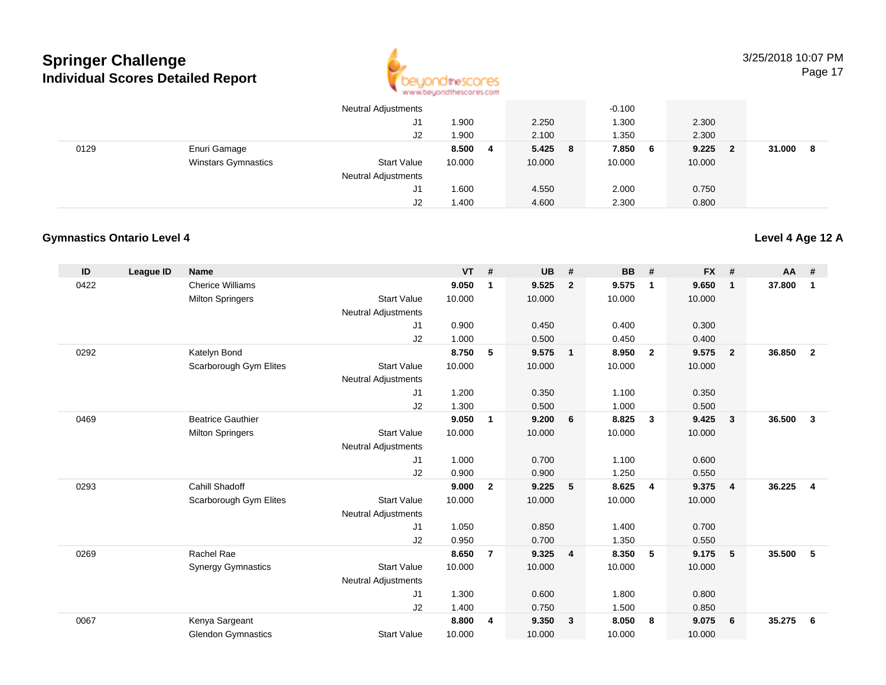# Springer Challenge
## Individual Scores Detailed Report

| ID | League ID | Name | | VT | # | UB | # | BB | # | FX | # | AA | # |
|---|---|---|---|---|---|---|---|---|---|---|---|---|---|
| | | | Neutral Adjustments | | | | | -0.100 | | | | | |
| | | | J1 | 1.900 | | 2.250 | | 1.300 | | 2.300 | | | |
| | | | J2 | 1.900 | | 2.100 | | 1.350 | | 2.300 | | | |
| 0129 | | Enuri Gamage | | **8.500** | **4** | **5.425** | **8** | **7.850** | **6** | **9.225** | **2** | **31.000** | **8** |
| | | Winstars Gymnastics | Start Value | 10.000 | | 10.000 | | 10.000 | | 10.000 | | | |
| | | | Neutral Adjustments | | | | | | | | | | |
| | | | J1 | 1.600 | | 4.550 | | 2.000 | | 0.750 | | | |
| | | | J2 | 1.400 | | 4.600 | | 2.300 | | 0.800 | | | |

### Gymnastics Ontario Level 4

**Level 4 Age 12 A**

| ID | League ID | Name | | VT | # | UB | # | BB | # | FX | # | AA | # |
|---|---|---|---|---|---|---|---|---|---|---|---|---|---|
| 0422 | | Cherice Williams | | **9.050** | **1** | **9.525** | **2** | **9.575** | **1** | **9.650** | **1** | **37.800** | **1** |
| | | Milton Springers | Start Value | 10.000 | | 10.000 | | 10.000 | | 10.000 | | | |
| | | | Neutral Adjustments | | | | | | | | | | |
| | | | J1 | 0.900 | | 0.450 | | 0.400 | | 0.300 | | | |
| | | | J2 | 1.000 | | 0.500 | | 0.450 | | 0.400 | | | |
| 0292 | | Katelyn Bond | | **8.750** | **5** | **9.575** | **1** | **8.950** | **2** | **9.575** | **2** | **36.850** | **2** |
| | | Scarborough Gym Elites | Start Value | 10.000 | | 10.000 | | 10.000 | | 10.000 | | | |
| | | | Neutral Adjustments | | | | | | | | | | |
| | | | J1 | 1.200 | | 0.350 | | 1.100 | | 0.350 | | | |
| | | | J2 | 1.300 | | 0.500 | | 1.000 | | 0.500 | | | |
| 0469 | | Beatrice Gauthier | | **9.050** | **1** | **9.200** | **6** | **8.825** | **3** | **9.425** | **3** | **36.500** | **3** |
| | | Milton Springers | Start Value | 10.000 | | 10.000 | | 10.000 | | 10.000 | | | |
| | | | Neutral Adjustments | | | | | | | | | | |
| | | | J1 | 1.000 | | 0.700 | | 1.100 | | 0.600 | | | |
| | | | J2 | 0.900 | | 0.900 | | 1.250 | | 0.550 | | | |
| 0293 | | Cahill Shadoff | | **9.000** | **2** | **9.225** | **5** | **8.625** | **4** | **9.375** | **4** | **36.225** | **4** |
| | | Scarborough Gym Elites | Start Value | 10.000 | | 10.000 | | 10.000 | | 10.000 | | | |
| | | | Neutral Adjustments | | | | | | | | | | |
| | | | J1 | 1.050 | | 0.850 | | 1.400 | | 0.700 | | | |
| | | | J2 | 0.950 | | 0.700 | | 1.350 | | 0.550 | | | |
| 0269 | | Rachel Rae | | **8.650** | **7** | **9.325** | **4** | **8.350** | **5** | **9.175** | **5** | **35.500** | **5** |
| | | Synergy Gymnastics | Start Value | 10.000 | | 10.000 | | 10.000 | | 10.000 | | | |
| | | | Neutral Adjustments | | | | | | | | | | |
| | | | J1 | 1.300 | | 0.600 | | 1.800 | | 0.800 | | | |
| | | | J2 | 1.400 | | 0.750 | | 1.500 | | 0.850 | | | |
| 0067 | | Kenya Sargeant | | **8.800** | **4** | **9.350** | **3** | **8.050** | **8** | **9.075** | **6** | **35.275** | **6** |
| | | Glendon Gymnastics | Start Value | 10.000 | | 10.000 | | 10.000 | | 10.000 | | | |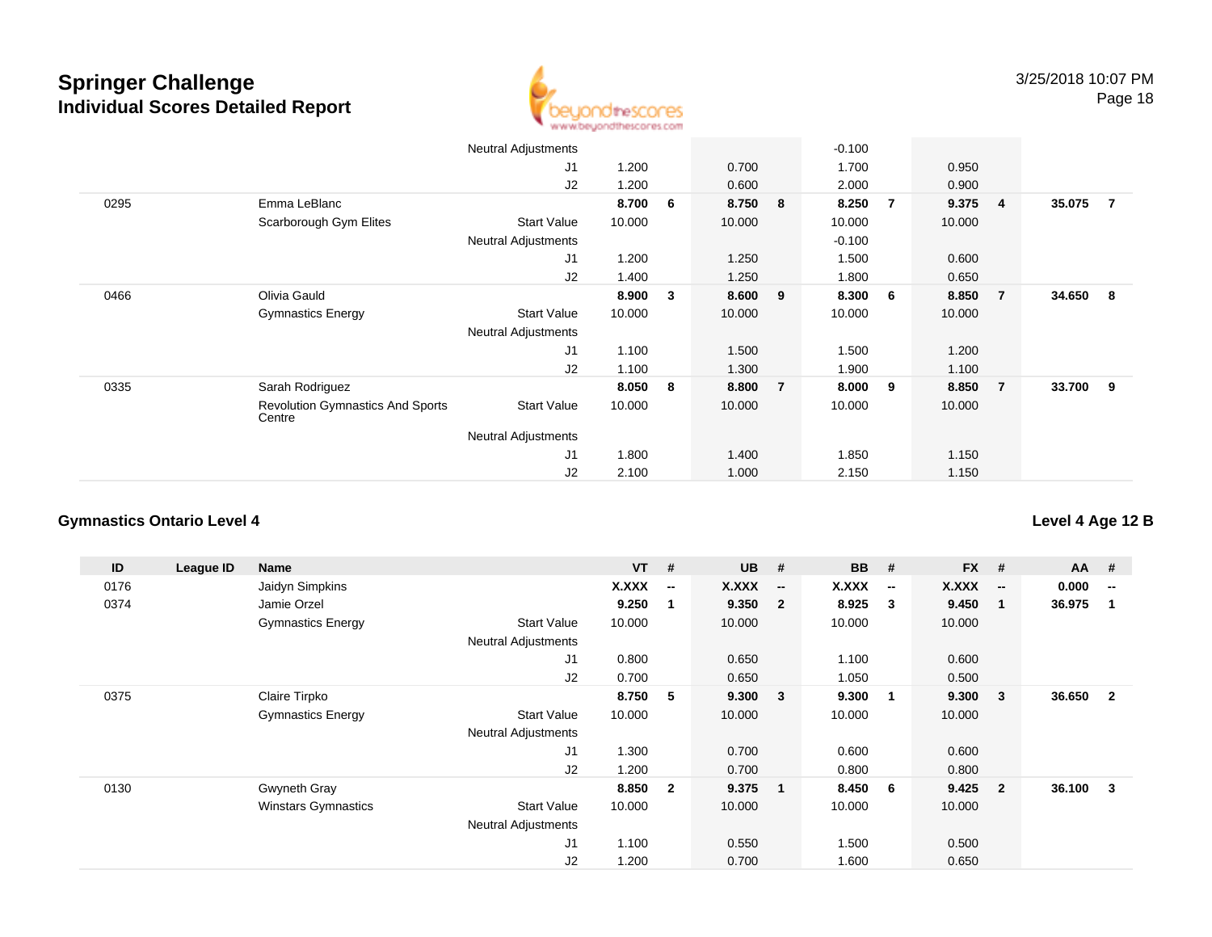# Springer Challenge
## Individual Scores Detailed Report

3/25/2018 10:07 PM

| ID | League ID | Name | | VT | # | UB | # | BB | # | FX | # | AA | # |
|---|---|---|---|---|---|---|---|---|---|---|---|---|---|
| | | | Neutral Adjustments | | | | | -0.100 | | | | | |
| | | | J1 | 1.200 | | 0.700 | | 1.700 | | 0.950 | | | |
| | | | J2 | 1.200 | | 0.600 | | 2.000 | | 0.900 | | | |
| 0295 | | Emma LeBlanc | | **8.700** | **6** | **8.750** | **8** | **8.250** | **7** | **9.375** | **4** | **35.075** | **7** |
| | | Scarborough Gym Elites | Start Value | 10.000 | | 10.000 | | 10.000 | | 10.000 | | | |
| | | | Neutral Adjustments | | | | | -0.100 | | | | | |
| | | | J1 | 1.200 | | 1.250 | | 1.500 | | 0.600 | | | |
| | | | J2 | 1.400 | | 1.250 | | 1.800 | | 0.650 | | | |
| 0466 | | Olivia Gauld | | **8.900** | **3** | **8.600** | **9** | **8.300** | **6** | **8.850** | **7** | **34.650** | **8** |
| | | Gymnastics Energy | Start Value | 10.000 | | 10.000 | | 10.000 | | 10.000 | | | |
| | | | Neutral Adjustments | | | | | | | | | | |
| | | | J1 | 1.100 | | 1.500 | | 1.500 | | 1.200 | | | |
| | | | J2 | 1.100 | | 1.300 | | 1.900 | | 1.100 | | | |
| 0335 | | Sarah Rodriguez | | **8.050** | **8** | **8.800** | **7** | **8.000** | **9** | **8.850** | **7** | **33.700** | **9** |
| | | Revolution Gymnastics And Sports Centre | Start Value | 10.000 | | 10.000 | | 10.000 | | 10.000 | | | |
| | | | Neutral Adjustments | | | | | | | | | | |
| | | | J1 | 1.800 | | 1.400 | | 1.850 | | 1.150 | | | |
| | | | J2 | 2.100 | | 1.000 | | 2.150 | | 1.150 | | | |

### Gymnastics Ontario Level 4

### Level 4 Age 12 B

| ID | League ID | Name | | VT | # | UB | # | BB | # | FX | # | AA | # |
|---|---|---|---|---|---|---|---|---|---|---|---|---|---|
| 0176 | | Jaidyn Simpkins | | **X.XXX** | **--** | **X.XXX** | **--** | **X.XXX** | **--** | **X.XXX** | **--** | **0.000** | **--** |
| 0374 | | Jamie Orzel | | **9.250** | **1** | **9.350** | **2** | **8.925** | **3** | **9.450** | **1** | **36.975** | **1** |
| | | Gymnastics Energy | Start Value | 10.000 | | 10.000 | | 10.000 | | 10.000 | | | |
| | | | Neutral Adjustments | | | | | | | | | | |
| | | | J1 | 0.800 | | 0.650 | | 1.100 | | 0.600 | | | |
| | | | J2 | 0.700 | | 0.650 | | 1.050 | | 0.500 | | | |
| 0375 | | Claire Tirpko | | **8.750** | **5** | **9.300** | **3** | **9.300** | **1** | **9.300** | **3** | **36.650** | **2** |
| | | Gymnastics Energy | Start Value | 10.000 | | 10.000 | | 10.000 | | 10.000 | | | |
| | | | Neutral Adjustments | | | | | | | | | | |
| | | | J1 | 1.300 | | 0.700 | | 0.600 | | 0.600 | | | |
| | | | J2 | 1.200 | | 0.700 | | 0.800 | | 0.800 | | | |
| 0130 | | Gwyneth Gray | | **8.850** | **2** | **9.375** | **1** | **8.450** | **6** | **9.425** | **2** | **36.100** | **3** |
| | | Winstars Gymnastics | Start Value | 10.000 | | 10.000 | | 10.000 | | 10.000 | | | |
| | | | Neutral Adjustments | | | | | | | | | | |
| | | | J1 | 1.100 | | 0.550 | | 1.500 | | 0.500 | | | |
| | | | J2 | 1.200 | | 0.700 | | 1.600 | | 0.650 | | | |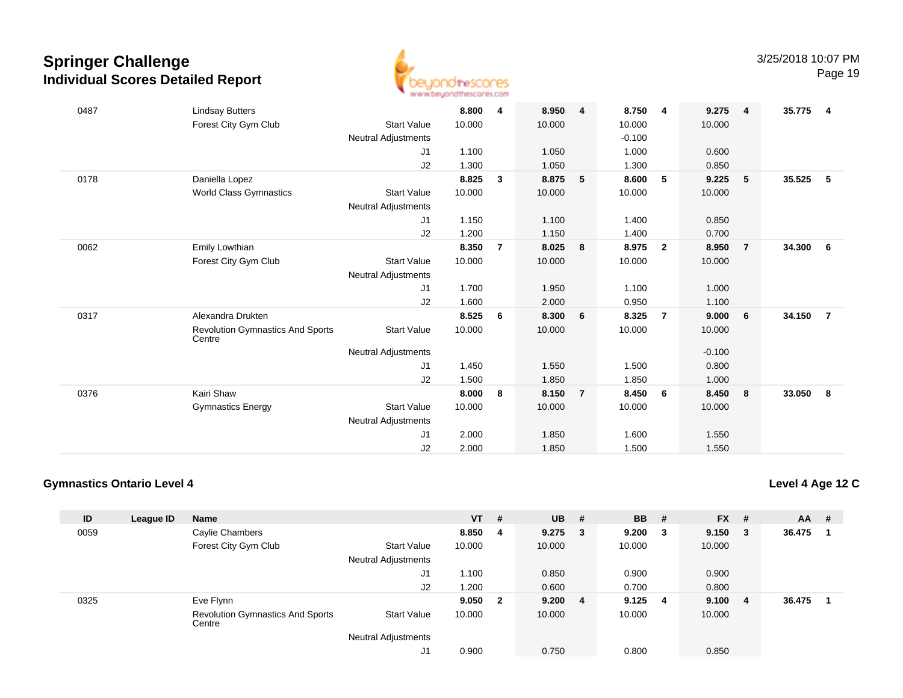# Springer Challenge
## Individual Scores Detailed Report

3/25/2018 10:07 PM

| ID | League ID | Name | | VT | # | UB | # | BB | # | FX | # | AA | # |
|---|---|---|---|---|---|---|---|---|---|---|---|---|---|
| 0487 | | Lindsay Butters | | **8.800** | **4** | **8.950** | **4** | **8.750** | **4** | **9.275** | **4** | **35.775** | **4** |
| | | Forest City Gym Club | Start Value | 10.000 | | 10.000 | | 10.000 | | 10.000 | | | |
| | | | Neutral Adjustments | | | | | -0.100 | | | | | |
| | | | J1 | 1.100 | | 1.050 | | 1.000 | | 0.600 | | | |
| | | | J2 | 1.300 | | 1.050 | | 1.300 | | 0.850 | | | |
| 0178 | | Daniella Lopez | | **8.825** | **3** | **8.875** | **5** | **8.600** | **5** | **9.225** | **5** | **35.525** | **5** |
| | | World Class Gymnastics | Start Value | 10.000 | | 10.000 | | 10.000 | | 10.000 | | | |
| | | | Neutral Adjustments | | | | | | | | | | |
| | | | J1 | 1.150 | | 1.100 | | 1.400 | | 0.850 | | | |
| | | | J2 | 1.200 | | 1.150 | | 1.400 | | 0.700 | | | |
| 0062 | | Emily Lowthian | | **8.350** | **7** | **8.025** | **8** | **8.975** | **2** | **8.950** | **7** | **34.300** | **6** |
| | | Forest City Gym Club | Start Value | 10.000 | | 10.000 | | 10.000 | | 10.000 | | | |
| | | | Neutral Adjustments | | | | | | | | | | |
| | | | J1 | 1.700 | | 1.950 | | 1.100 | | 1.000 | | | |
| | | | J2 | 1.600 | | 2.000 | | 0.950 | | 1.100 | | | |
| 0317 | | Alexandra Drukten | | **8.525** | **6** | **8.300** | **6** | **8.325** | **7** | **9.000** | **6** | **34.150** | **7** |
| | | Revolution Gymnastics And Sports Centre | Start Value | 10.000 | | 10.000 | | 10.000 | | 10.000 | | | |
| | | | Neutral Adjustments | | | | | | | -0.100 | | | |
| | | | J1 | 1.450 | | 1.550 | | 1.500 | | 0.800 | | | |
| | | | J2 | 1.500 | | 1.850 | | 1.850 | | 1.000 | | | |
| 0376 | | Kairi Shaw | | **8.000** | **8** | **8.150** | **7** | **8.450** | **6** | **8.450** | **8** | **33.050** | **8** |
| | | Gymnastics Energy | Start Value | 10.000 | | 10.000 | | 10.000 | | 10.000 | | | |
| | | | Neutral Adjustments | | | | | | | | | | |
| | | | J1 | 2.000 | | 1.850 | | 1.600 | | 1.550 | | | |
| | | | J2 | 2.000 | | 1.850 | | 1.500 | | 1.550 | | | |

### Gymnastics Ontario Level 4

**Level 4 Age 12 C**

| ID | League ID | Name | | VT | # | UB | # | BB | # | FX | # | AA | # |
|---|---|---|---|---|---|---|---|---|---|---|---|---|---|
| 0059 | | Caylie Chambers | | **8.850** | **4** | **9.275** | **3** | **9.200** | **3** | **9.150** | **3** | **36.475** | **1** |
| | | Forest City Gym Club | Start Value | 10.000 | | 10.000 | | 10.000 | | 10.000 | | | |
| | | | Neutral Adjustments | | | | | | | | | | |
| | | | J1 | 1.100 | | 0.850 | | 0.900 | | 0.900 | | | |
| | | | J2 | 1.200 | | 0.600 | | 0.700 | | 0.800 | | | |
| 0325 | | Eve Flynn | | **9.050** | **2** | **9.200** | **4** | **9.125** | **4** | **9.100** | **4** | **36.475** | **1** |
| | | Revolution Gymnastics And Sports Centre | Start Value | 10.000 | | 10.000 | | 10.000 | | 10.000 | | | |
| | | | Neutral Adjustments | | | | | | | | | | |
| | | | J1 | 0.900 | | 0.750 | | 0.800 | | 0.850 | | | |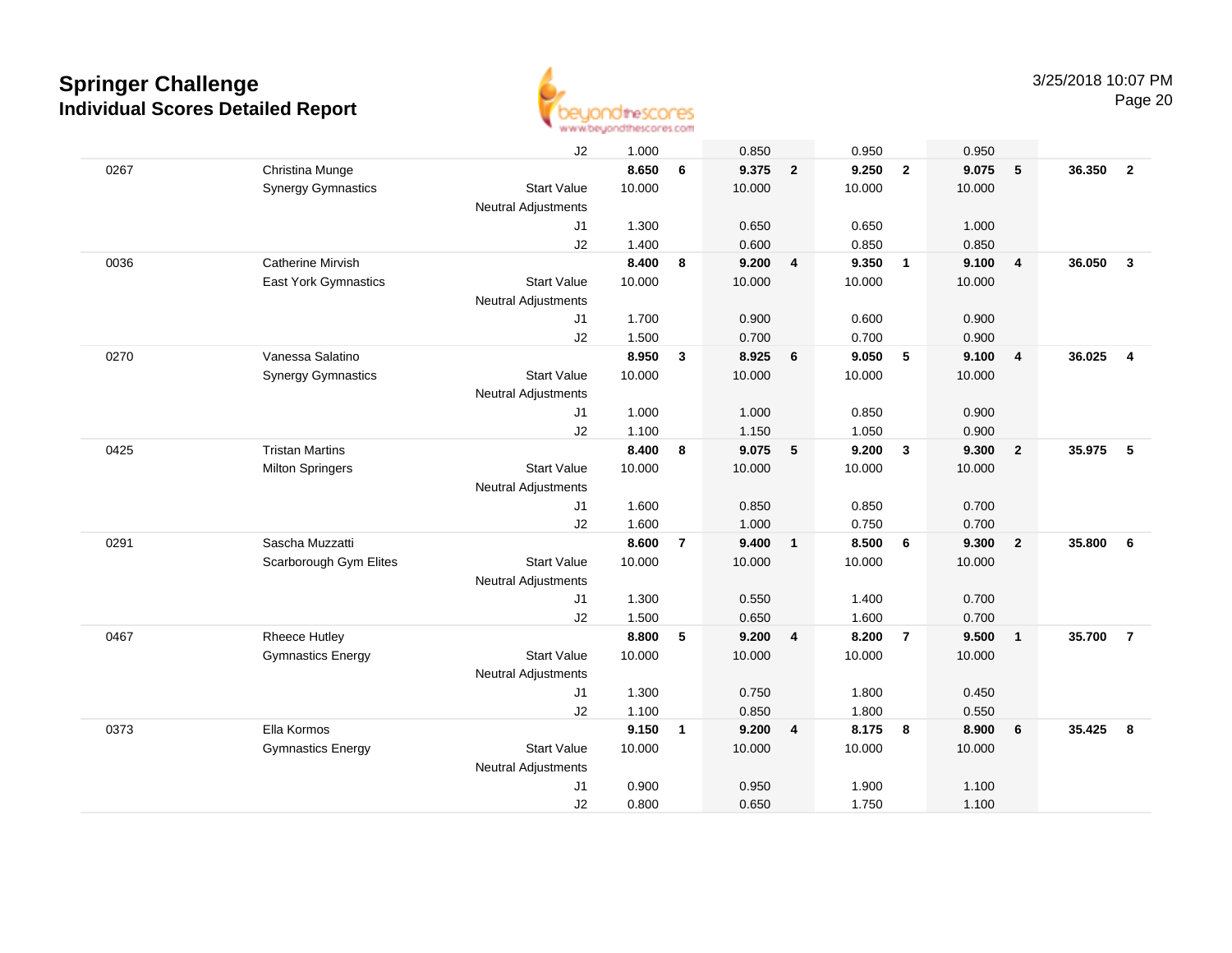# Springer Challenge

## Individual Scores Detailed Report

3/25/2018 10:07 PM

| # | Name / Club | | Vault | Rank | Bars | Rank | Beam | Rank | Floor | Rank | AA | Rank |
|---|---|---|---|---|---|---|---|---|---|---|---|---|
| | | J2 | 1.000 | | 0.850 | | 0.950 | | 0.950 | | | |
| 0267 | Christina Munge | | **8.650** | **6** | **9.375** | **2** | **9.250** | **2** | **9.075** | **5** | **36.350** | **2** |
| | Synergy Gymnastics | Start Value | 10.000 | | 10.000 | | 10.000 | | 10.000 | | | |
| | | Neutral Adjustments | | | | | | | | | | |
| | | J1 | 1.300 | | 0.650 | | 0.650 | | 1.000 | | | |
| | | J2 | 1.400 | | 0.600 | | 0.850 | | 0.850 | | | |
| 0036 | Catherine Mirvish | | **8.400** | **8** | **9.200** | **4** | **9.350** | **1** | **9.100** | **4** | **36.050** | **3** |
| | East York Gymnastics | Start Value | 10.000 | | 10.000 | | 10.000 | | 10.000 | | | |
| | | Neutral Adjustments | | | | | | | | | | |
| | | J1 | 1.700 | | 0.900 | | 0.600 | | 0.900 | | | |
| | | J2 | 1.500 | | 0.700 | | 0.700 | | 0.900 | | | |
| 0270 | Vanessa Salatino | | **8.950** | **3** | **8.925** | **6** | **9.050** | **5** | **9.100** | **4** | **36.025** | **4** |
| | Synergy Gymnastics | Start Value | 10.000 | | 10.000 | | 10.000 | | 10.000 | | | |
| | | Neutral Adjustments | | | | | | | | | | |
| | | J1 | 1.000 | | 1.000 | | 0.850 | | 0.900 | | | |
| | | J2 | 1.100 | | 1.150 | | 1.050 | | 0.900 | | | |
| 0425 | Tristan Martins | | **8.400** | **8** | **9.075** | **5** | **9.200** | **3** | **9.300** | **2** | **35.975** | **5** |
| | Milton Springers | Start Value | 10.000 | | 10.000 | | 10.000 | | 10.000 | | | |
| | | Neutral Adjustments | | | | | | | | | | |
| | | J1 | 1.600 | | 0.850 | | 0.850 | | 0.700 | | | |
| | | J2 | 1.600 | | 1.000 | | 0.750 | | 0.700 | | | |
| 0291 | Sascha Muzzatti | | **8.600** | **7** | **9.400** | **1** | **8.500** | **6** | **9.300** | **2** | **35.800** | **6** |
| | Scarborough Gym Elites | Start Value | 10.000 | | 10.000 | | 10.000 | | 10.000 | | | |
| | | Neutral Adjustments | | | | | | | | | | |
| | | J1 | 1.300 | | 0.550 | | 1.400 | | 0.700 | | | |
| | | J2 | 1.500 | | 0.650 | | 1.600 | | 0.700 | | | |
| 0467 | Rheece Hutley | | **8.800** | **5** | **9.200** | **4** | **8.200** | **7** | **9.500** | **1** | **35.700** | **7** |
| | Gymnastics Energy | Start Value | 10.000 | | 10.000 | | 10.000 | | 10.000 | | | |
| | | Neutral Adjustments | | | | | | | | | | |
| | | J1 | 1.300 | | 0.750 | | 1.800 | | 0.450 | | | |
| | | J2 | 1.100 | | 0.850 | | 1.800 | | 0.550 | | | |
| 0373 | Ella Kormos | | **9.150** | **1** | **9.200** | **4** | **8.175** | **8** | **8.900** | **6** | **35.425** | **8** |
| | Gymnastics Energy | Start Value | 10.000 | | 10.000 | | 10.000 | | 10.000 | | | |
| | | Neutral Adjustments | | | | | | | | | | |
| | | J1 | 0.900 | | 0.950 | | 1.900 | | 1.100 | | | |
| | | J2 | 0.800 | | 0.650 | | 1.750 | | 1.100 | | | |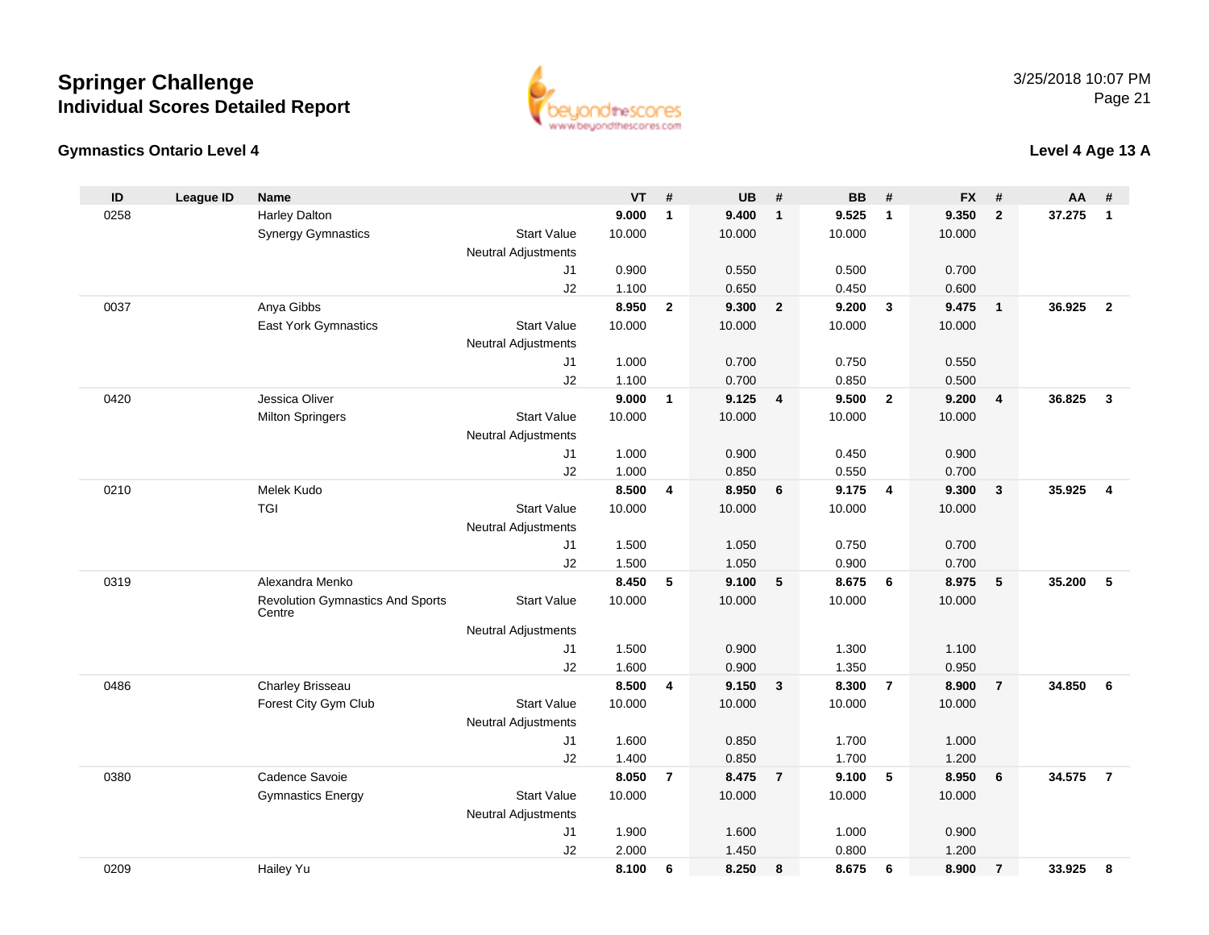# Springer Challenge

## Individual Scores Detailed Report

3/25/2018 10:07 PM

### Gymnastics Ontario Level 4

### Level 4 Age 13 A

| ID | League ID | Name | | VT | # | UB | # | BB | # | FX | # | AA | # |
|---|---|---|---|---|---|---|---|---|---|---|---|---|---|
| 0258 | | Harley Dalton | | **9.000** | **1** | **9.400** | **1** | **9.525** | **1** | **9.350** | **2** | **37.275** | **1** |
| | | Synergy Gymnastics | Start Value | 10.000 | | 10.000 | | 10.000 | | 10.000 | | | |
| | | | Neutral Adjustments | | | | | | | | | | |
| | | | J1 | 0.900 | | 0.550 | | 0.500 | | 0.700 | | | |
| | | | J2 | 1.100 | | 0.650 | | 0.450 | | 0.600 | | | |
| 0037 | | Anya Gibbs | | **8.950** | **2** | **9.300** | **2** | **9.200** | **3** | **9.475** | **1** | **36.925** | **2** |
| | | East York Gymnastics | Start Value | 10.000 | | 10.000 | | 10.000 | | 10.000 | | | |
| | | | Neutral Adjustments | | | | | | | | | | |
| | | | J1 | 1.000 | | 0.700 | | 0.750 | | 0.550 | | | |
| | | | J2 | 1.100 | | 0.700 | | 0.850 | | 0.500 | | | |
| 0420 | | Jessica Oliver | | **9.000** | **1** | **9.125** | **4** | **9.500** | **2** | **9.200** | **4** | **36.825** | **3** |
| | | Milton Springers | Start Value | 10.000 | | 10.000 | | 10.000 | | 10.000 | | | |
| | | | Neutral Adjustments | | | | | | | | | | |
| | | | J1 | 1.000 | | 0.900 | | 0.450 | | 0.900 | | | |
| | | | J2 | 1.000 | | 0.850 | | 0.550 | | 0.700 | | | |
| 0210 | | Melek Kudo | | **8.500** | **4** | **8.950** | **6** | **9.175** | **4** | **9.300** | **3** | **35.925** | **4** |
| | | TGI | Start Value | 10.000 | | 10.000 | | 10.000 | | 10.000 | | | |
| | | | Neutral Adjustments | | | | | | | | | | |
| | | | J1 | 1.500 | | 1.050 | | 0.750 | | 0.700 | | | |
| | | | J2 | 1.500 | | 1.050 | | 0.900 | | 0.700 | | | |
| 0319 | | Alexandra Menko | | **8.450** | **5** | **9.100** | **5** | **8.675** | **6** | **8.975** | **5** | **35.200** | **5** |
| | | Revolution Gymnastics And Sports Centre | Start Value | 10.000 | | 10.000 | | 10.000 | | 10.000 | | | |
| | | | Neutral Adjustments | | | | | | | | | | |
| | | | J1 | 1.500 | | 0.900 | | 1.300 | | 1.100 | | | |
| | | | J2 | 1.600 | | 0.900 | | 1.350 | | 0.950 | | | |
| 0486 | | Charley Brisseau | | **8.500** | **4** | **9.150** | **3** | **8.300** | **7** | **8.900** | **7** | **34.850** | **6** |
| | | Forest City Gym Club | Start Value | 10.000 | | 10.000 | | 10.000 | | 10.000 | | | |
| | | | Neutral Adjustments | | | | | | | | | | |
| | | | J1 | 1.600 | | 0.850 | | 1.700 | | 1.000 | | | |
| | | | J2 | 1.400 | | 0.850 | | 1.700 | | 1.200 | | | |
| 0380 | | Cadence Savoie | | **8.050** | **7** | **8.475** | **7** | **9.100** | **5** | **8.950** | **6** | **34.575** | **7** |
| | | Gymnastics Energy | Start Value | 10.000 | | 10.000 | | 10.000 | | 10.000 | | | |
| | | | Neutral Adjustments | | | | | | | | | | |
| | | | J1 | 1.900 | | 1.600 | | 1.000 | | 0.900 | | | |
| | | | J2 | 2.000 | | 1.450 | | 0.800 | | 1.200 | | | |
| 0209 | | Hailey Yu | | **8.100** | **6** | **8.250** | **8** | **8.675** | **6** | **8.900** | **7** | **33.925** | **8** |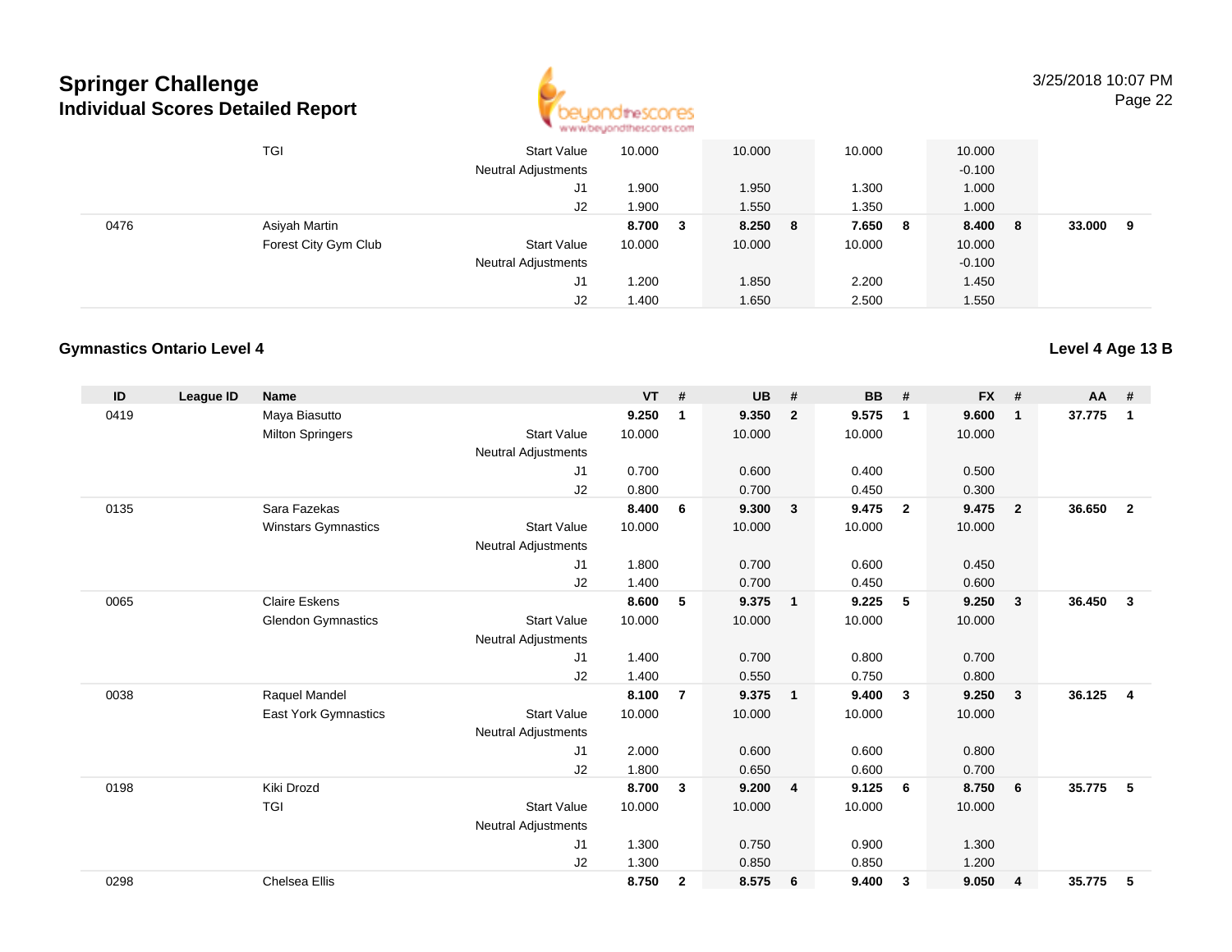| ID | League ID | Name | | VT | # | UB | # | BB | # | FX | # | AA | # |
|---|---|---|---|---|---|---|---|---|---|---|---|---|---|
| | | TGI | Start Value | 10.000 | | 10.000 | | 10.000 | | 10.000 | | | |
| | | | Neutral Adjustments | | | | | | | -0.100 | | | |
| | | | J1 | 1.900 | | 1.950 | | 1.300 | | 1.000 | | | |
| | | | J2 | 1.900 | | 1.550 | | 1.350 | | 1.000 | | | |
| 0476 | | Asiyah Martin | | **8.700** | **3** | **8.250** | **8** | **7.650** | **8** | **8.400** | **8** | **33.000** | **9** |
| | | Forest City Gym Club | Start Value | 10.000 | | 10.000 | | 10.000 | | 10.000 | | | |
| | | | Neutral Adjustments | | | | | | | -0.100 | | | |
| | | | J1 | 1.200 | | 1.850 | | 2.200 | | 1.450 | | | |
| | | | J2 | 1.400 | | 1.650 | | 2.500 | | 1.550 | | | |

## Gymnastics Ontario Level 4

**Level 4 Age 13 B**

| ID | League ID | Name | | VT | # | UB | # | BB | # | FX | # | AA | # |
|---|---|---|---|---|---|---|---|---|---|---|---|---|---|
| 0419 | | Maya Biasutto | | **9.250** | **1** | **9.350** | **2** | **9.575** | **1** | **9.600** | **1** | **37.775** | **1** |
| | | Milton Springers | Start Value | 10.000 | | 10.000 | | 10.000 | | 10.000 | | | |
| | | | Neutral Adjustments | | | | | | | | | | |
| | | | J1 | 0.700 | | 0.600 | | 0.400 | | 0.500 | | | |
| | | | J2 | 0.800 | | 0.700 | | 0.450 | | 0.300 | | | |
| 0135 | | Sara Fazekas | | **8.400** | **6** | **9.300** | **3** | **9.475** | **2** | **9.475** | **2** | **36.650** | **2** |
| | | Winstars Gymnastics | Start Value | 10.000 | | 10.000 | | 10.000 | | 10.000 | | | |
| | | | Neutral Adjustments | | | | | | | | | | |
| | | | J1 | 1.800 | | 0.700 | | 0.600 | | 0.450 | | | |
| | | | J2 | 1.400 | | 0.700 | | 0.450 | | 0.600 | | | |
| 0065 | | Claire Eskens | | **8.600** | **5** | **9.375** | **1** | **9.225** | **5** | **9.250** | **3** | **36.450** | **3** |
| | | Glendon Gymnastics | Start Value | 10.000 | | 10.000 | | 10.000 | | 10.000 | | | |
| | | | Neutral Adjustments | | | | | | | | | | |
| | | | J1 | 1.400 | | 0.700 | | 0.800 | | 0.700 | | | |
| | | | J2 | 1.400 | | 0.550 | | 0.750 | | 0.800 | | | |
| 0038 | | Raquel Mandel | | **8.100** | **7** | **9.375** | **1** | **9.400** | **3** | **9.250** | **3** | **36.125** | **4** |
| | | East York Gymnastics | Start Value | 10.000 | | 10.000 | | 10.000 | | 10.000 | | | |
| | | | Neutral Adjustments | | | | | | | | | | |
| | | | J1 | 2.000 | | 0.600 | | 0.600 | | 0.800 | | | |
| | | | J2 | 1.800 | | 0.650 | | 0.600 | | 0.700 | | | |
| 0198 | | Kiki Drozd | | **8.700** | **3** | **9.200** | **4** | **9.125** | **6** | **8.750** | **6** | **35.775** | **5** |
| | | TGI | Start Value | 10.000 | | 10.000 | | 10.000 | | 10.000 | | | |
| | | | Neutral Adjustments | | | | | | | | | | |
| | | | J1 | 1.300 | | 0.750 | | 0.900 | | 1.300 | | | |
| | | | J2 | 1.300 | | 0.850 | | 0.850 | | 1.200 | | | |
| 0298 | | Chelsea Ellis | | **8.750** | **2** | **8.575** | **6** | **9.400** | **3** | **9.050** | **4** | **35.775** | **5** |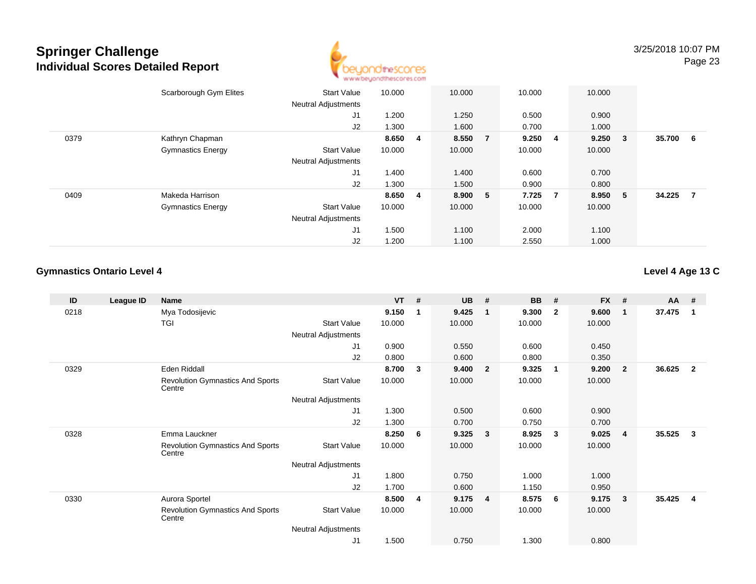| ID | League ID | Name | | VT | # | UB | # | BB | # | FX | # | AA | # |
|---|---|---|---|---|---|---|---|---|---|---|---|---|---|
| | | Scarborough Gym Elites | Start Value | 10.000 | | 10.000 | | 10.000 | | 10.000 | | | |
| | | | Neutral Adjustments | | | | | | | | | | |
| | | | J1 | 1.200 | | 1.250 | | 0.500 | | 0.900 | | | |
| | | | J2 | 1.300 | | 1.600 | | 0.700 | | 1.000 | | | |
| 0379 | | Kathryn Chapman | | **8.650** | **4** | **8.550** | **7** | **9.250** | **4** | **9.250** | **3** | **35.700** | **6** |
| | | Gymnastics Energy | Start Value | 10.000 | | 10.000 | | 10.000 | | 10.000 | | | |
| | | | Neutral Adjustments | | | | | | | | | | |
| | | | J1 | 1.400 | | 1.400 | | 0.600 | | 0.700 | | | |
| | | | J2 | 1.300 | | 1.500 | | 0.900 | | 0.800 | | | |
| 0409 | | Makeda Harrison | | **8.650** | **4** | **8.900** | **5** | **7.725** | **7** | **8.950** | **5** | **34.225** | **7** |
| | | Gymnastics Energy | Start Value | 10.000 | | 10.000 | | 10.000 | | 10.000 | | | |
| | | | Neutral Adjustments | | | | | | | | | | |
| | | | J1 | 1.500 | | 1.100 | | 2.000 | | 1.100 | | | |
| | | | J2 | 1.200 | | 1.100 | | 2.550 | | 1.000 | | | |

## Gymnastics Ontario Level 4

**Level 4 Age 13 C**

| ID | League ID | Name | | VT | # | UB | # | BB | # | FX | # | AA | # |
|---|---|---|---|---|---|---|---|---|---|---|---|---|---|
| 0218 | | Mya Todosijevic | | **9.150** | **1** | **9.425** | **1** | **9.300** | **2** | **9.600** | **1** | **37.475** | **1** |
| | | TGI | Start Value | 10.000 | | 10.000 | | 10.000 | | 10.000 | | | |
| | | | Neutral Adjustments | | | | | | | | | | |
| | | | J1 | 0.900 | | 0.550 | | 0.600 | | 0.450 | | | |
| | | | J2 | 0.800 | | 0.600 | | 0.800 | | 0.350 | | | |
| 0329 | | Eden Riddall | | **8.700** | **3** | **9.400** | **2** | **9.325** | **1** | **9.200** | **2** | **36.625** | **2** |
| | | Revolution Gymnastics And Sports Centre | Start Value | 10.000 | | 10.000 | | 10.000 | | 10.000 | | | |
| | | | Neutral Adjustments | | | | | | | | | | |
| | | | J1 | 1.300 | | 0.500 | | 0.600 | | 0.900 | | | |
| | | | J2 | 1.300 | | 0.700 | | 0.750 | | 0.700 | | | |
| 0328 | | Emma Lauckner | | **8.250** | **6** | **9.325** | **3** | **8.925** | **3** | **9.025** | **4** | **35.525** | **3** |
| | | Revolution Gymnastics And Sports Centre | Start Value | 10.000 | | 10.000 | | 10.000 | | 10.000 | | | |
| | | | Neutral Adjustments | | | | | | | | | | |
| | | | J1 | 1.800 | | 0.750 | | 1.000 | | 1.000 | | | |
| | | | J2 | 1.700 | | 0.600 | | 1.150 | | 0.950 | | | |
| 0330 | | Aurora Sportel | | **8.500** | **4** | **9.175** | **4** | **8.575** | **6** | **9.175** | **3** | **35.425** | **4** |
| | | Revolution Gymnastics And Sports Centre | Start Value | 10.000 | | 10.000 | | 10.000 | | 10.000 | | | |
| | | | Neutral Adjustments | | | | | | | | | | |
| | | | J1 | 1.500 | | 0.750 | | 1.300 | | 0.800 | | | |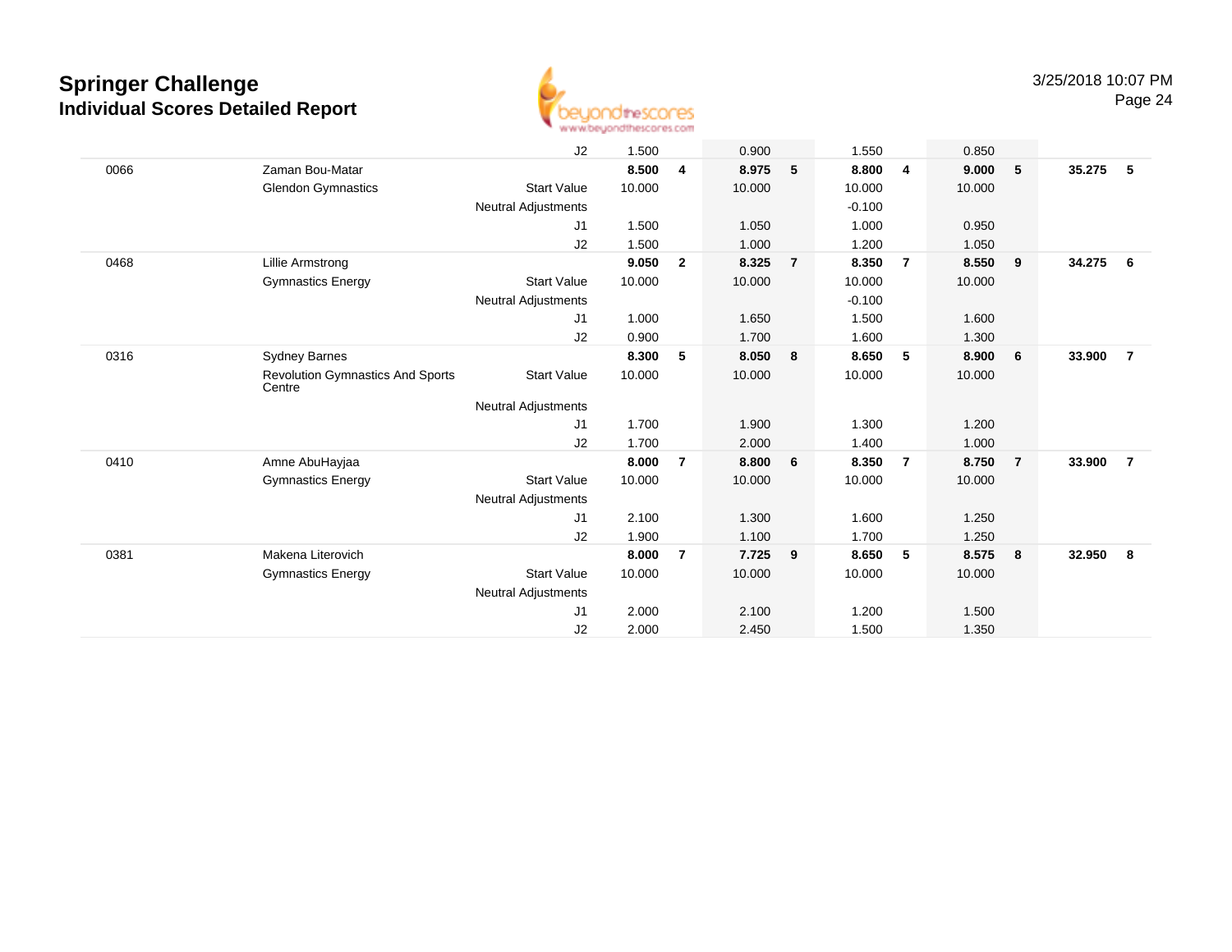# Springer Challenge
## Individual Scores Detailed Report

3/25/2018 10:07 PM

| | | | | | | | | | | | | |
|---|---|---|---|---|---|---|---|---|---|---|---|---|
| | | J2 | 1.500 | | 0.900 | | 1.550 | | 0.850 | | | |
| 0066 | Zaman Bou-Matar | | **8.500** | **4** | **8.975** | **5** | **8.800** | **4** | **9.000** | **5** | **35.275** | **5** |
| | Glendon Gymnastics | Start Value | 10.000 | | 10.000 | | 10.000 | | 10.000 | | | |
| | | Neutral Adjustments | | | | | -0.100 | | | | | |
| | | J1 | 1.500 | | 1.050 | | 1.000 | | 0.950 | | | |
| | | J2 | 1.500 | | 1.000 | | 1.200 | | 1.050 | | | |
| 0468 | Lillie Armstrong | | **9.050** | **2** | **8.325** | **7** | **8.350** | **7** | **8.550** | **9** | **34.275** | **6** |
| | Gymnastics Energy | Start Value | 10.000 | | 10.000 | | 10.000 | | 10.000 | | | |
| | | Neutral Adjustments | | | | | -0.100 | | | | | |
| | | J1 | 1.000 | | 1.650 | | 1.500 | | 1.600 | | | |
| | | J2 | 0.900 | | 1.700 | | 1.600 | | 1.300 | | | |
| 0316 | Sydney Barnes | | **8.300** | **5** | **8.050** | **8** | **8.650** | **5** | **8.900** | **6** | **33.900** | **7** |
| | Revolution Gymnastics And Sports Centre | Start Value | 10.000 | | 10.000 | | 10.000 | | 10.000 | | | |
| | | Neutral Adjustments | | | | | | | | | | |
| | | J1 | 1.700 | | 1.900 | | 1.300 | | 1.200 | | | |
| | | J2 | 1.700 | | 2.000 | | 1.400 | | 1.000 | | | |
| 0410 | Amne AbuHayjaa | | **8.000** | **7** | **8.800** | **6** | **8.350** | **7** | **8.750** | **7** | **33.900** | **7** |
| | Gymnastics Energy | Start Value | 10.000 | | 10.000 | | 10.000 | | 10.000 | | | |
| | | Neutral Adjustments | | | | | | | | | | |
| | | J1 | 2.100 | | 1.300 | | 1.600 | | 1.250 | | | |
| | | J2 | 1.900 | | 1.100 | | 1.700 | | 1.250 | | | |
| 0381 | Makena Literovich | | **8.000** | **7** | **7.725** | **9** | **8.650** | **5** | **8.575** | **8** | **32.950** | **8** |
| | Gymnastics Energy | Start Value | 10.000 | | 10.000 | | 10.000 | | 10.000 | | | |
| | | Neutral Adjustments | | | | | | | | | | |
| | | J1 | 2.000 | | 2.100 | | 1.200 | | 1.500 | | | |
| | | J2 | 2.000 | | 2.450 | | 1.500 | | 1.350 | | | |